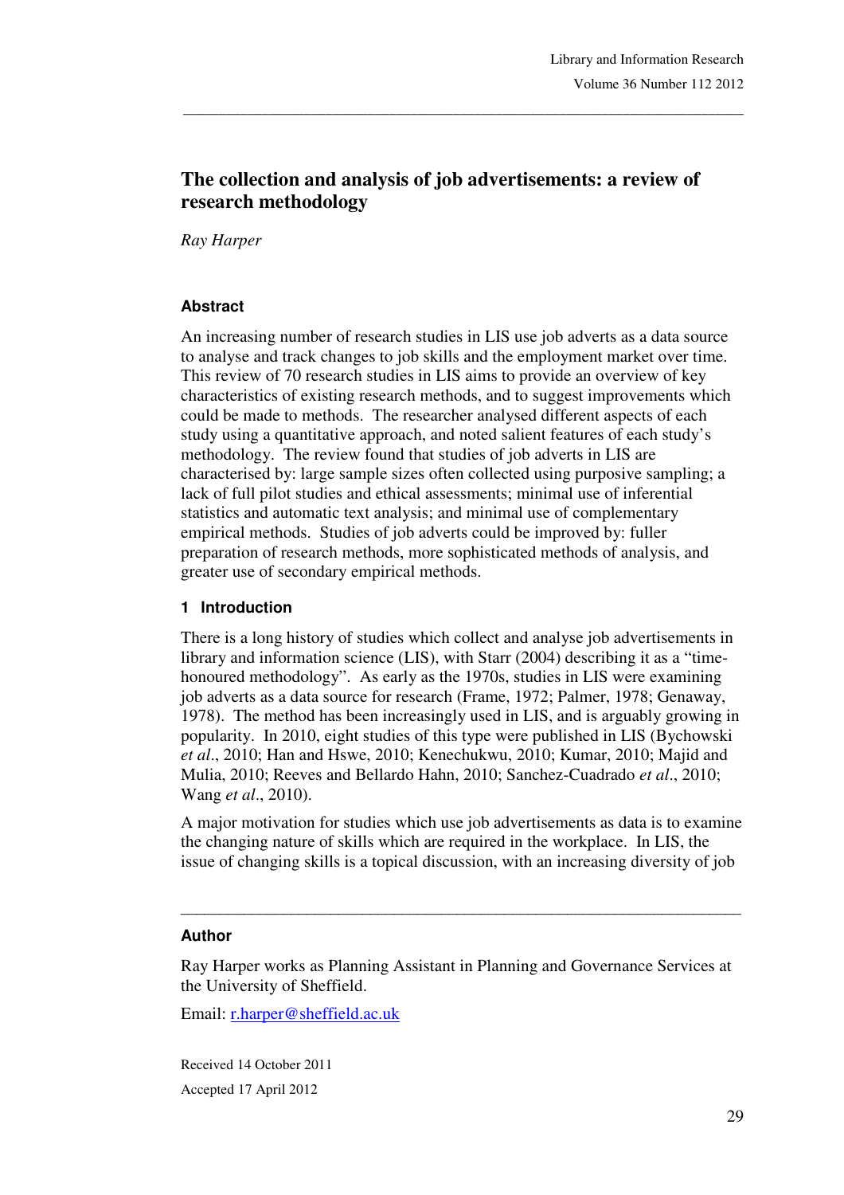# The collection and analysis of job advertisements: a review of research methodology

*Ray Harper*

## Abstract

An increasing number of research studies in LIS use job adverts as a data source to analyse and track changes to job skills and the employment market over time. This review of 70 research studies in LIS aims to provide an overview of key characteristics of existing research methods, and to suggest improvements which could be made to methods. The researcher analysed different aspects of each study using a quantitative approach, and noted salient features of each study's methodology. The review found that studies of job adverts in LIS are characterised by: large sample sizes often collected using purposive sampling; a lack of full pilot studies and ethical assessments; minimal use of inferential statistics and automatic text analysis; and minimal use of complementary empirical methods. Studies of job adverts could be improved by: fuller preparation of research methods, more sophisticated methods of analysis, and greater use of secondary empirical methods.

## 1 Introduction

There is a long history of studies which collect and analyse job advertisements in library and information science (LIS), with Starr (2004) describing it as a "time-honoured methodology". As early as the 1970s, studies in LIS were examining job adverts as a data source for research (Frame, 1972; Palmer, 1978; Genaway, 1978). The method has been increasingly used in LIS, and is arguably growing in popularity. In 2010, eight studies of this type were published in LIS (Bychowski *et al*., 2010; Han and Hswe, 2010; Kenechukwu, 2010; Kumar, 2010; Majid and Mulia, 2010; Reeves and Bellardo Hahn, 2010; Sanchez-Cuadrado *et al*., 2010; Wang *et al*., 2010).

A major motivation for studies which use job advertisements as data is to examine the changing nature of skills which are required in the workplace. In LIS, the issue of changing skills is a topical discussion, with an increasing diversity of job

---

### Author

Ray Harper works as Planning Assistant in Planning and Governance Services at the University of Sheffield.

Email: r.harper@sheffield.ac.uk

Received 14 October 2011

Accepted 17 April 2012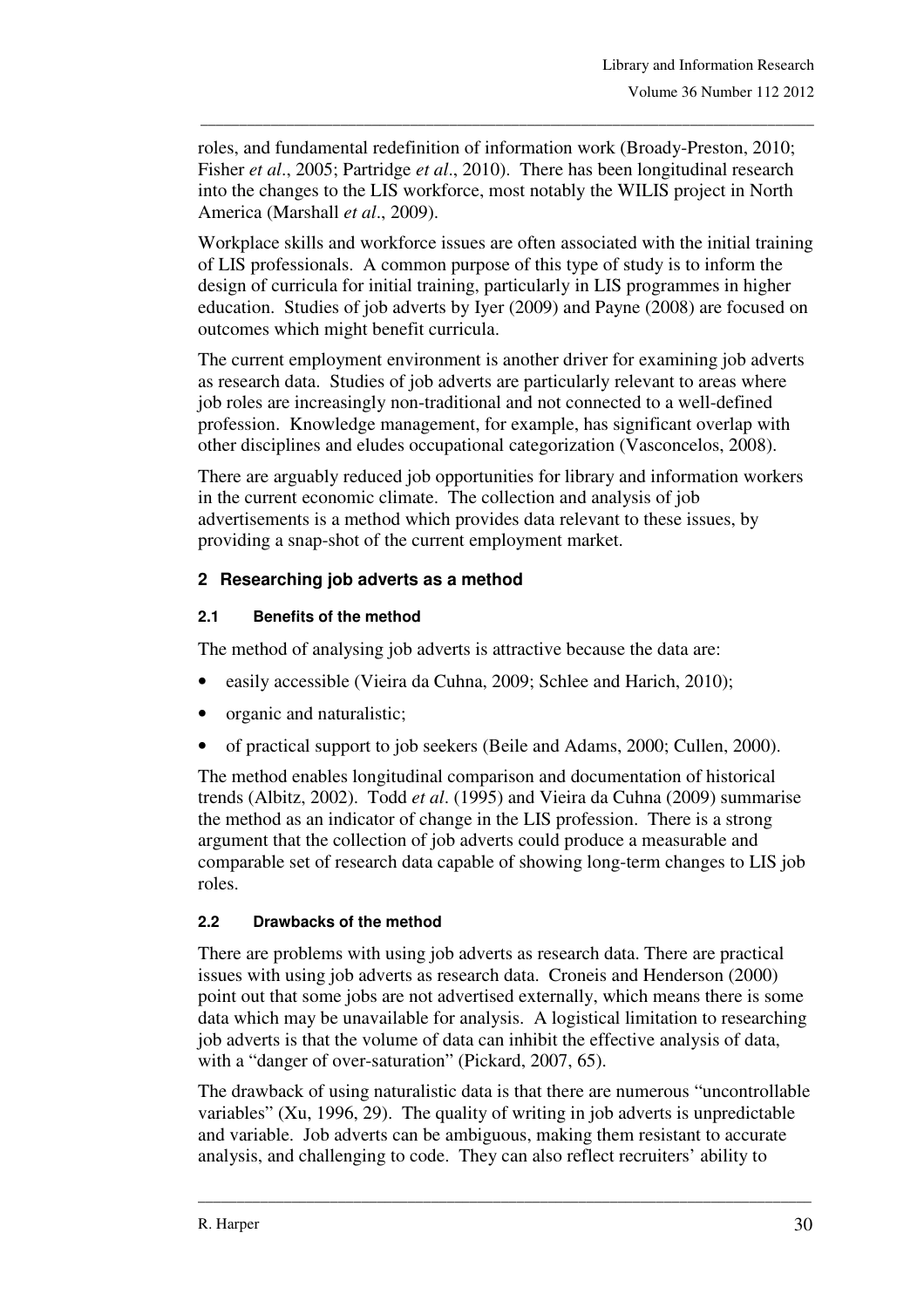roles, and fundamental redefinition of information work (Broady-Preston, 2010; Fisher *et al*., 2005; Partridge *et al*., 2010). There has been longitudinal research into the changes to the LIS workforce, most notably the WILIS project in North America (Marshall *et al*., 2009).

Workplace skills and workforce issues are often associated with the initial training of LIS professionals. A common purpose of this type of study is to inform the design of curricula for initial training, particularly in LIS programmes in higher education. Studies of job adverts by Iyer (2009) and Payne (2008) are focused on outcomes which might benefit curricula.

The current employment environment is another driver for examining job adverts as research data. Studies of job adverts are particularly relevant to areas where job roles are increasingly non-traditional and not connected to a well-defined profession. Knowledge management, for example, has significant overlap with other disciplines and eludes occupational categorization (Vasconcelos, 2008).

There are arguably reduced job opportunities for library and information workers in the current economic climate. The collection and analysis of job advertisements is a method which provides data relevant to these issues, by providing a snap-shot of the current employment market.

## 2 Researching job adverts as a method

### 2.1 Benefits of the method

The method of analysing job adverts is attractive because the data are:

- easily accessible (Vieira da Cuhna, 2009; Schlee and Harich, 2010);
- organic and naturalistic;
- of practical support to job seekers (Beile and Adams, 2000; Cullen, 2000).

The method enables longitudinal comparison and documentation of historical trends (Albitz, 2002). Todd *et al*. (1995) and Vieira da Cuhna (2009) summarise the method as an indicator of change in the LIS profession. There is a strong argument that the collection of job adverts could produce a measurable and comparable set of research data capable of showing long-term changes to LIS job roles.

### 2.2 Drawbacks of the method

There are problems with using job adverts as research data. There are practical issues with using job adverts as research data. Croneis and Henderson (2000) point out that some jobs are not advertised externally, which means there is some data which may be unavailable for analysis. A logistical limitation to researching job adverts is that the volume of data can inhibit the effective analysis of data, with a "danger of over-saturation" (Pickard, 2007, 65).

The drawback of using naturalistic data is that there are numerous "uncontrollable variables" (Xu, 1996, 29). The quality of writing in job adverts is unpredictable and variable. Job adverts can be ambiguous, making them resistant to accurate analysis, and challenging to code. They can also reflect recruiters' ability to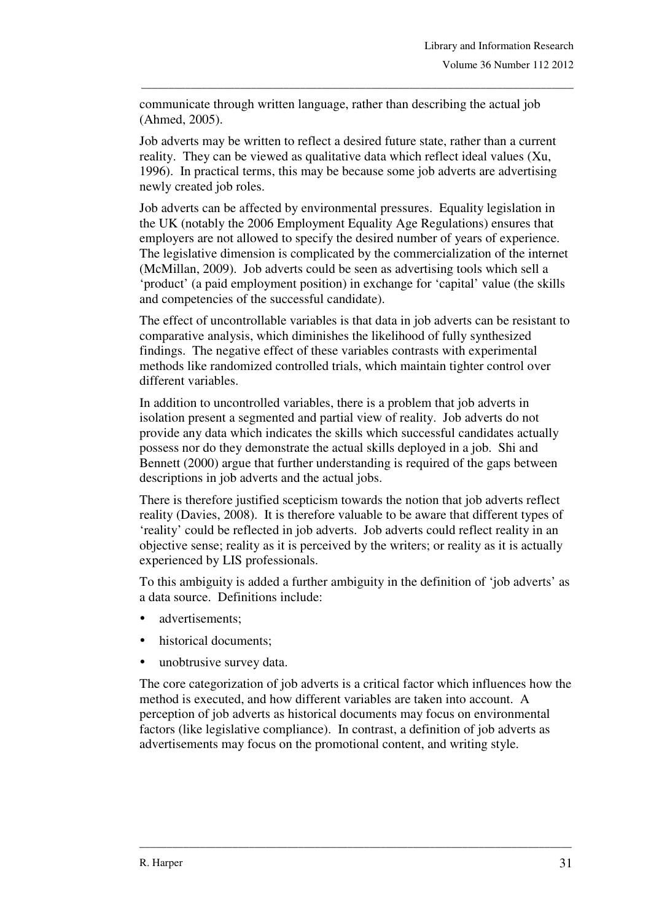communicate through written language, rather than describing the actual job (Ahmed, 2005).

Job adverts may be written to reflect a desired future state, rather than a current reality. They can be viewed as qualitative data which reflect ideal values (Xu, 1996). In practical terms, this may be because some job adverts are advertising newly created job roles.

Job adverts can be affected by environmental pressures. Equality legislation in the UK (notably the 2006 Employment Equality Age Regulations) ensures that employers are not allowed to specify the desired number of years of experience. The legislative dimension is complicated by the commercialization of the internet (McMillan, 2009). Job adverts could be seen as advertising tools which sell a 'product' (a paid employment position) in exchange for 'capital' value (the skills and competencies of the successful candidate).

The effect of uncontrollable variables is that data in job adverts can be resistant to comparative analysis, which diminishes the likelihood of fully synthesized findings. The negative effect of these variables contrasts with experimental methods like randomized controlled trials, which maintain tighter control over different variables.

In addition to uncontrolled variables, there is a problem that job adverts in isolation present a segmented and partial view of reality. Job adverts do not provide any data which indicates the skills which successful candidates actually possess nor do they demonstrate the actual skills deployed in a job. Shi and Bennett (2000) argue that further understanding is required of the gaps between descriptions in job adverts and the actual jobs.

There is therefore justified scepticism towards the notion that job adverts reflect reality (Davies, 2008). It is therefore valuable to be aware that different types of 'reality' could be reflected in job adverts. Job adverts could reflect reality in an objective sense; reality as it is perceived by the writers; or reality as it is actually experienced by LIS professionals.

To this ambiguity is added a further ambiguity in the definition of 'job adverts' as a data source. Definitions include:

- advertisements;
- historical documents;
- unobtrusive survey data.

The core categorization of job adverts is a critical factor which influences how the method is executed, and how different variables are taken into account. A perception of job adverts as historical documents may focus on environmental factors (like legislative compliance). In contrast, a definition of job adverts as advertisements may focus on the promotional content, and writing style.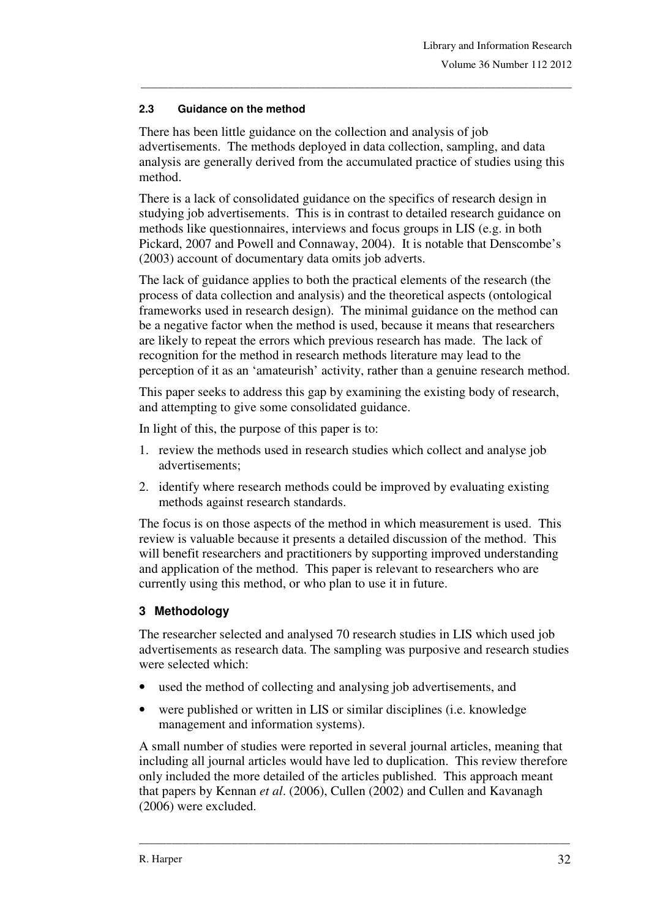### 2.3 Guidance on the method

There has been little guidance on the collection and analysis of job advertisements. The methods deployed in data collection, sampling, and data analysis are generally derived from the accumulated practice of studies using this method.

There is a lack of consolidated guidance on the specifics of research design in studying job advertisements. This is in contrast to detailed research guidance on methods like questionnaires, interviews and focus groups in LIS (e.g. in both Pickard, 2007 and Powell and Connaway, 2004). It is notable that Denscombe's (2003) account of documentary data omits job adverts.

The lack of guidance applies to both the practical elements of the research (the process of data collection and analysis) and the theoretical aspects (ontological frameworks used in research design). The minimal guidance on the method can be a negative factor when the method is used, because it means that researchers are likely to repeat the errors which previous research has made. The lack of recognition for the method in research methods literature may lead to the perception of it as an 'amateurish' activity, rather than a genuine research method.

This paper seeks to address this gap by examining the existing body of research, and attempting to give some consolidated guidance.

In light of this, the purpose of this paper is to:

1. review the methods used in research studies which collect and analyse job advertisements;
2. identify where research methods could be improved by evaluating existing methods against research standards.

The focus is on those aspects of the method in which measurement is used. This review is valuable because it presents a detailed discussion of the method. This will benefit researchers and practitioners by supporting improved understanding and application of the method. This paper is relevant to researchers who are currently using this method, or who plan to use it in future.

## 3 Methodology

The researcher selected and analysed 70 research studies in LIS which used job advertisements as research data. The sampling was purposive and research studies were selected which:

- used the method of collecting and analysing job advertisements, and
- were published or written in LIS or similar disciplines (i.e. knowledge management and information systems).

A small number of studies were reported in several journal articles, meaning that including all journal articles would have led to duplication. This review therefore only included the more detailed of the articles published. This approach meant that papers by Kennan *et al*. (2006), Cullen (2002) and Cullen and Kavanagh (2006) were excluded.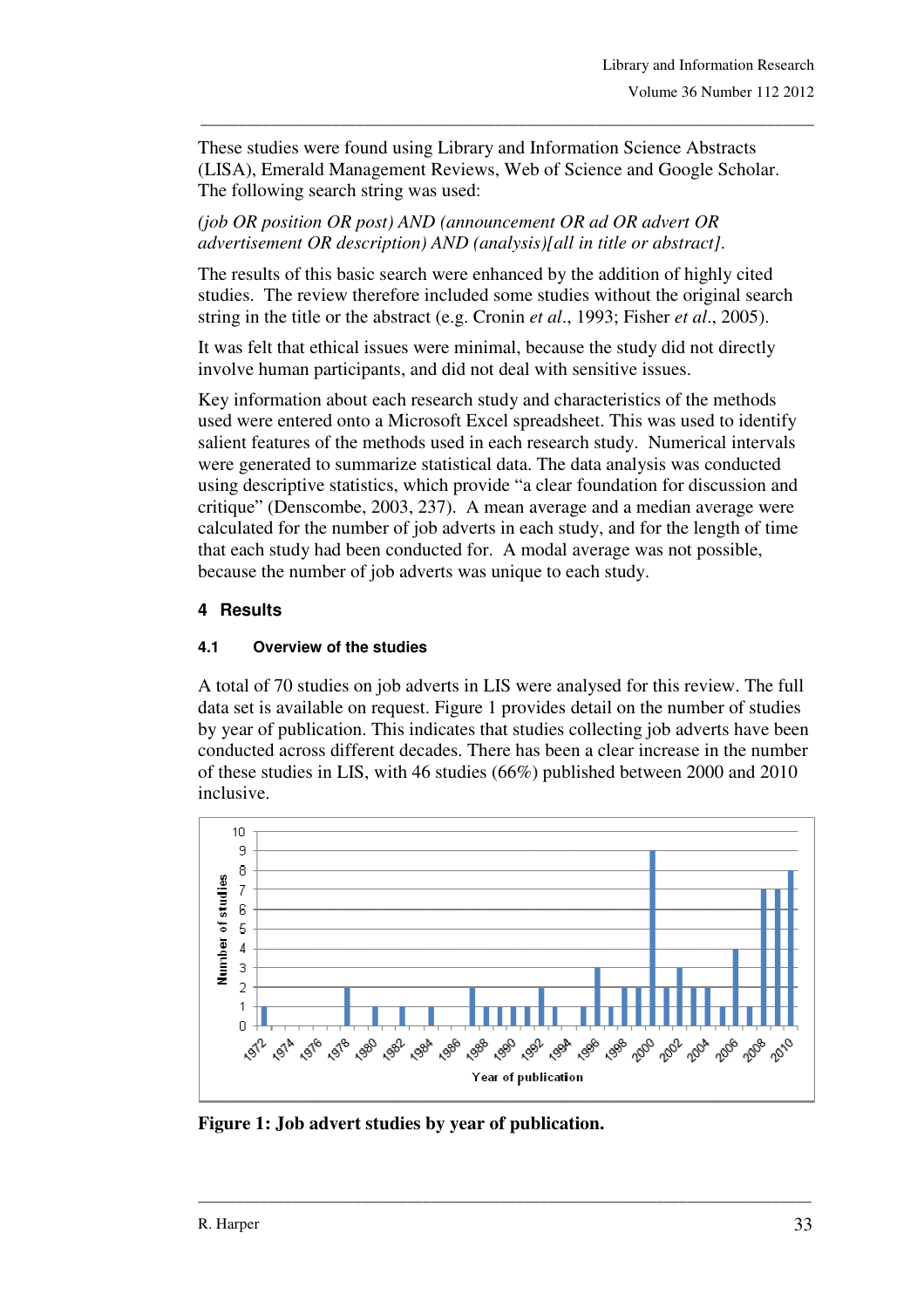These studies were found using Library and Information Science Abstracts (LISA), Emerald Management Reviews, Web of Science and Google Scholar. The following search string was used:

*(job OR position OR post) AND (announcement OR ad OR advert OR advertisement OR description) AND (analysis)[all in title or abstract].*

The results of this basic search were enhanced by the addition of highly cited studies. The review therefore included some studies without the original search string in the title or the abstract (e.g. Cronin *et al*., 1993; Fisher *et al*., 2005).

It was felt that ethical issues were minimal, because the study did not directly involve human participants, and did not deal with sensitive issues.

Key information about each research study and characteristics of the methods used were entered onto a Microsoft Excel spreadsheet. This was used to identify salient features of the methods used in each research study. Numerical intervals were generated to summarize statistical data. The data analysis was conducted using descriptive statistics, which provide "a clear foundation for discussion and critique" (Denscombe, 2003, 237). A mean average and a median average were calculated for the number of job adverts in each study, and for the length of time that each study had been conducted for. A modal average was not possible, because the number of job adverts was unique to each study.

## 4 Results

### 4.1 Overview of the studies

A total of 70 studies on job adverts in LIS were analysed for this review. The full data set is available on request. Figure 1 provides detail on the number of studies by year of publication. This indicates that studies collecting job adverts have been conducted across different decades. There has been a clear increase in the number of these studies in LIS, with 46 studies (66%) published between 2000 and 2010 inclusive.

**Figure 1: Job advert studies by year of publication.**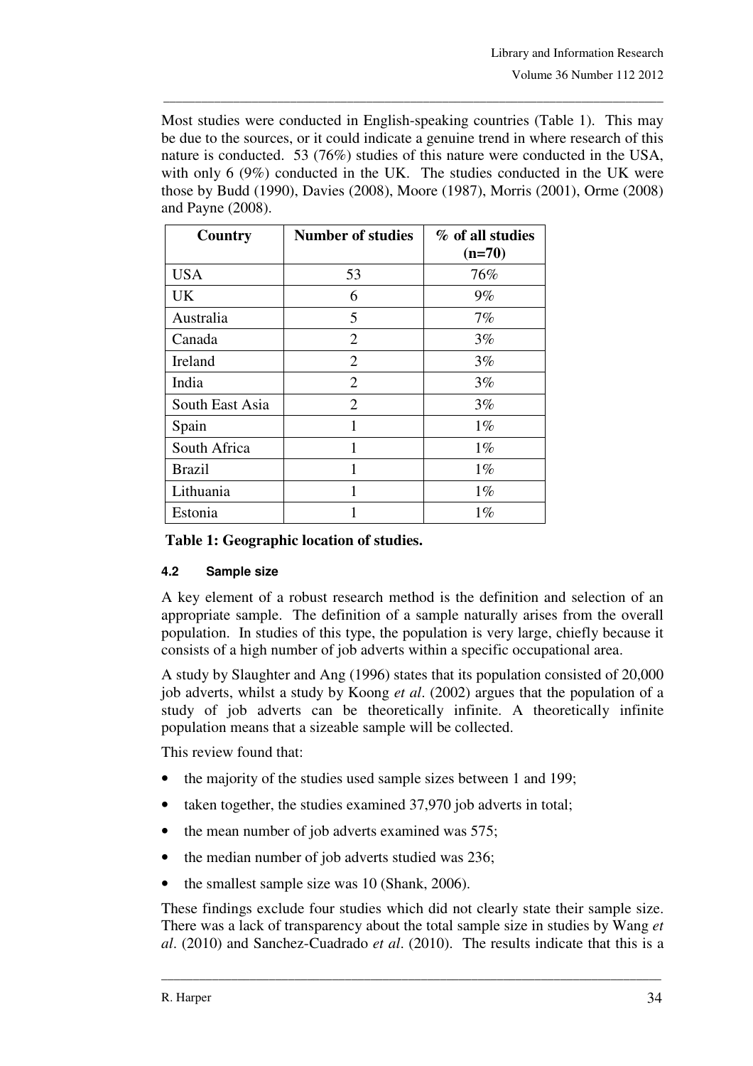Most studies were conducted in English-speaking countries (Table 1). This may be due to the sources, or it could indicate a genuine trend in where research of this nature is conducted. 53 (76%) studies of this nature were conducted in the USA, with only 6 (9%) conducted in the UK. The studies conducted in the UK were those by Budd (1990), Davies (2008), Moore (1987), Morris (2001), Orme (2008) and Payne (2008).

| Country | Number of studies | % of all studies (n=70) |
|---|---|---|
| USA | 53 | 76% |
| UK | 6 | 9% |
| Australia | 5 | 7% |
| Canada | 2 | 3% |
| Ireland | 2 | 3% |
| India | 2 | 3% |
| South East Asia | 2 | 3% |
| Spain | 1 | 1% |
| South Africa | 1 | 1% |
| Brazil | 1 | 1% |
| Lithuania | 1 | 1% |
| Estonia | 1 | 1% |

**Table 1: Geographic location of studies.**

#### 4.2 Sample size

A key element of a robust research method is the definition and selection of an appropriate sample. The definition of a sample naturally arises from the overall population. In studies of this type, the population is very large, chiefly because it consists of a high number of job adverts within a specific occupational area.

A study by Slaughter and Ang (1996) states that its population consisted of 20,000 job adverts, whilst a study by Koong *et al*. (2002) argues that the population of a study of job adverts can be theoretically infinite. A theoretically infinite population means that a sizeable sample will be collected.

This review found that:

- the majority of the studies used sample sizes between 1 and 199;
- taken together, the studies examined 37,970 job adverts in total;
- the mean number of job adverts examined was 575;
- the median number of job adverts studied was 236;
- the smallest sample size was 10 (Shank, 2006).

These findings exclude four studies which did not clearly state their sample size. There was a lack of transparency about the total sample size in studies by Wang *et al*. (2010) and Sanchez-Cuadrado *et al*. (2010). The results indicate that this is a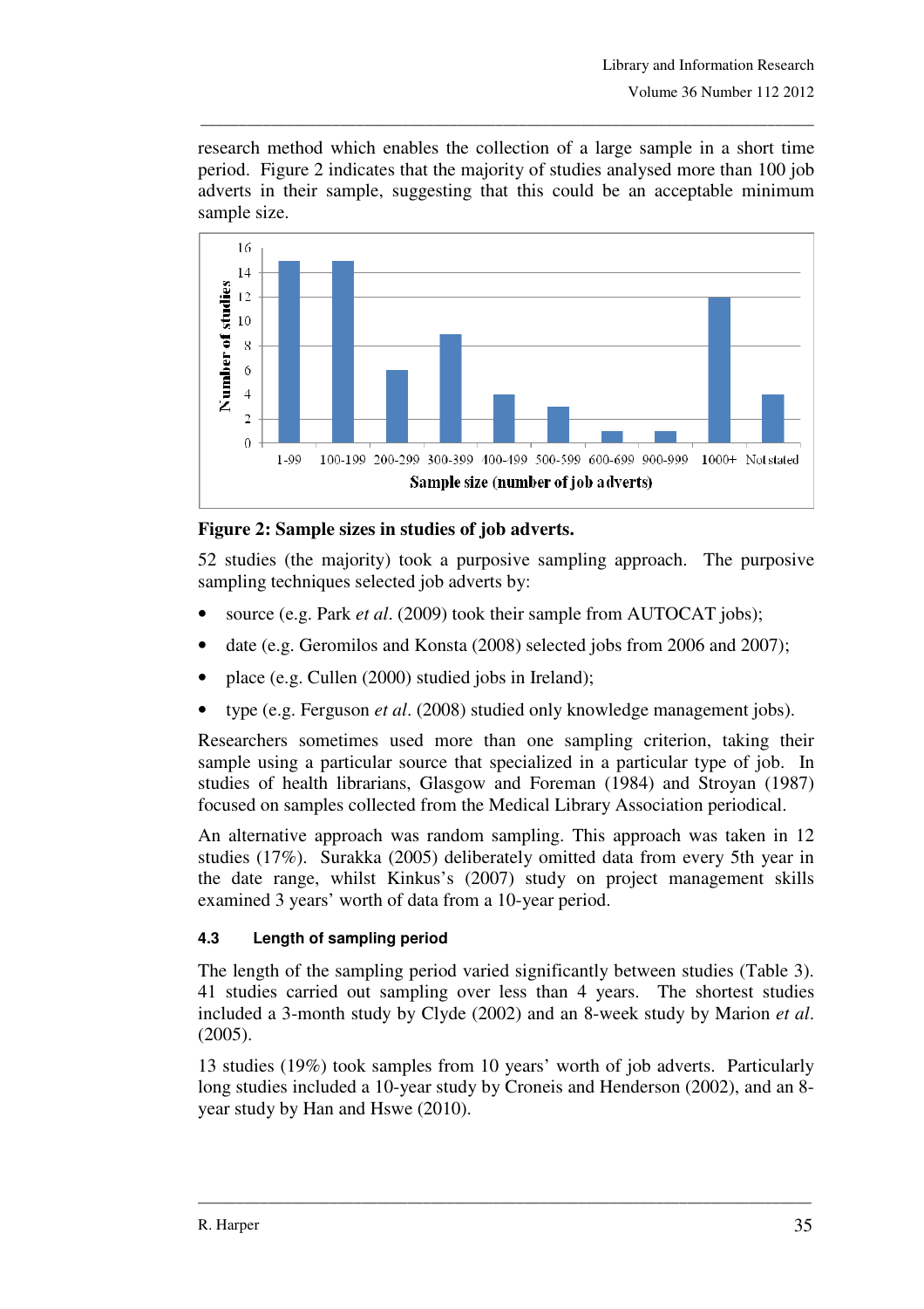research method which enables the collection of a large sample in a short time period. Figure 2 indicates that the majority of studies analysed more than 100 job adverts in their sample, suggesting that this could be an acceptable minimum sample size.

**Figure 2: Sample sizes in studies of job adverts.**

52 studies (the majority) took a purposive sampling approach. The purposive sampling techniques selected job adverts by:

- source (e.g. Park *et al*. (2009) took their sample from AUTOCAT jobs);
- date (e.g. Geromilos and Konsta (2008) selected jobs from 2006 and 2007);
- place (e.g. Cullen (2000) studied jobs in Ireland);
- type (e.g. Ferguson *et al*. (2008) studied only knowledge management jobs).

Researchers sometimes used more than one sampling criterion, taking their sample using a particular source that specialized in a particular type of job. In studies of health librarians, Glasgow and Foreman (1984) and Stroyan (1987) focused on samples collected from the Medical Library Association periodical.

An alternative approach was random sampling. This approach was taken in 12 studies (17%). Surakka (2005) deliberately omitted data from every 5th year in the date range, whilst Kinkus's (2007) study on project management skills examined 3 years' worth of data from a 10-year period.

### 4.3 Length of sampling period

The length of the sampling period varied significantly between studies (Table 3). 41 studies carried out sampling over less than 4 years. The shortest studies included a 3-month study by Clyde (2002) and an 8-week study by Marion *et al*. (2005).

13 studies (19%) took samples from 10 years' worth of job adverts. Particularly long studies included a 10-year study by Croneis and Henderson (2002), and an 8-year study by Han and Hswe (2010).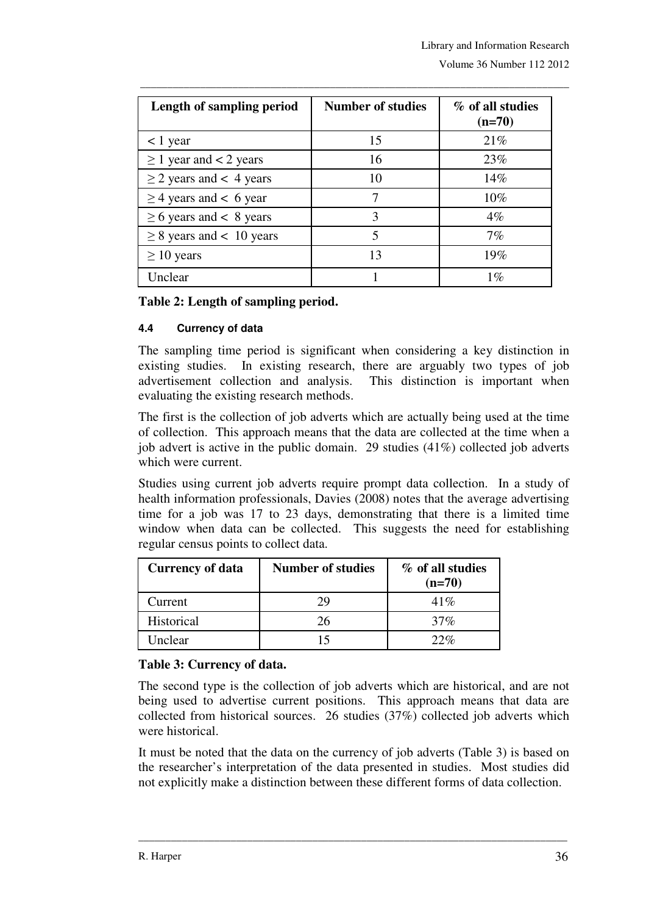| Length of sampling period | Number of studies | % of all studies (n=70) |
|---|---|---|
| < 1 year | 15 | 21% |
| ≥ 1 year and < 2 years | 16 | 23% |
| ≥ 2 years and < 4 years | 10 | 14% |
| ≥ 4 years and < 6 year | 7 | 10% |
| ≥ 6 years and < 8 years | 3 | 4% |
| ≥ 8 years and < 10 years | 5 | 7% |
| ≥ 10 years | 13 | 19% |
| Unclear | 1 | 1% |

**Table 2: Length of sampling period.**

#### 4.4 Currency of data

The sampling time period is significant when considering a key distinction in existing studies. In existing research, there are arguably two types of job advertisement collection and analysis. This distinction is important when evaluating the existing research methods.

The first is the collection of job adverts which are actually being used at the time of collection. This approach means that the data are collected at the time when a job advert is active in the public domain. 29 studies (41%) collected job adverts which were current.

Studies using current job adverts require prompt data collection. In a study of health information professionals, Davies (2008) notes that the average advertising time for a job was 17 to 23 days, demonstrating that there is a limited time window when data can be collected. This suggests the need for establishing regular census points to collect data.

| Currency of data | Number of studies | % of all studies (n=70) |
|---|---|---|
| Current | 29 | 41% |
| Historical | 26 | 37% |
| Unclear | 15 | 22% |

**Table 3: Currency of data.**

The second type is the collection of job adverts which are historical, and are not being used to advertise current positions. This approach means that data are collected from historical sources. 26 studies (37%) collected job adverts which were historical.

It must be noted that the data on the currency of job adverts (Table 3) is based on the researcher's interpretation of the data presented in studies. Most studies did not explicitly make a distinction between these different forms of data collection.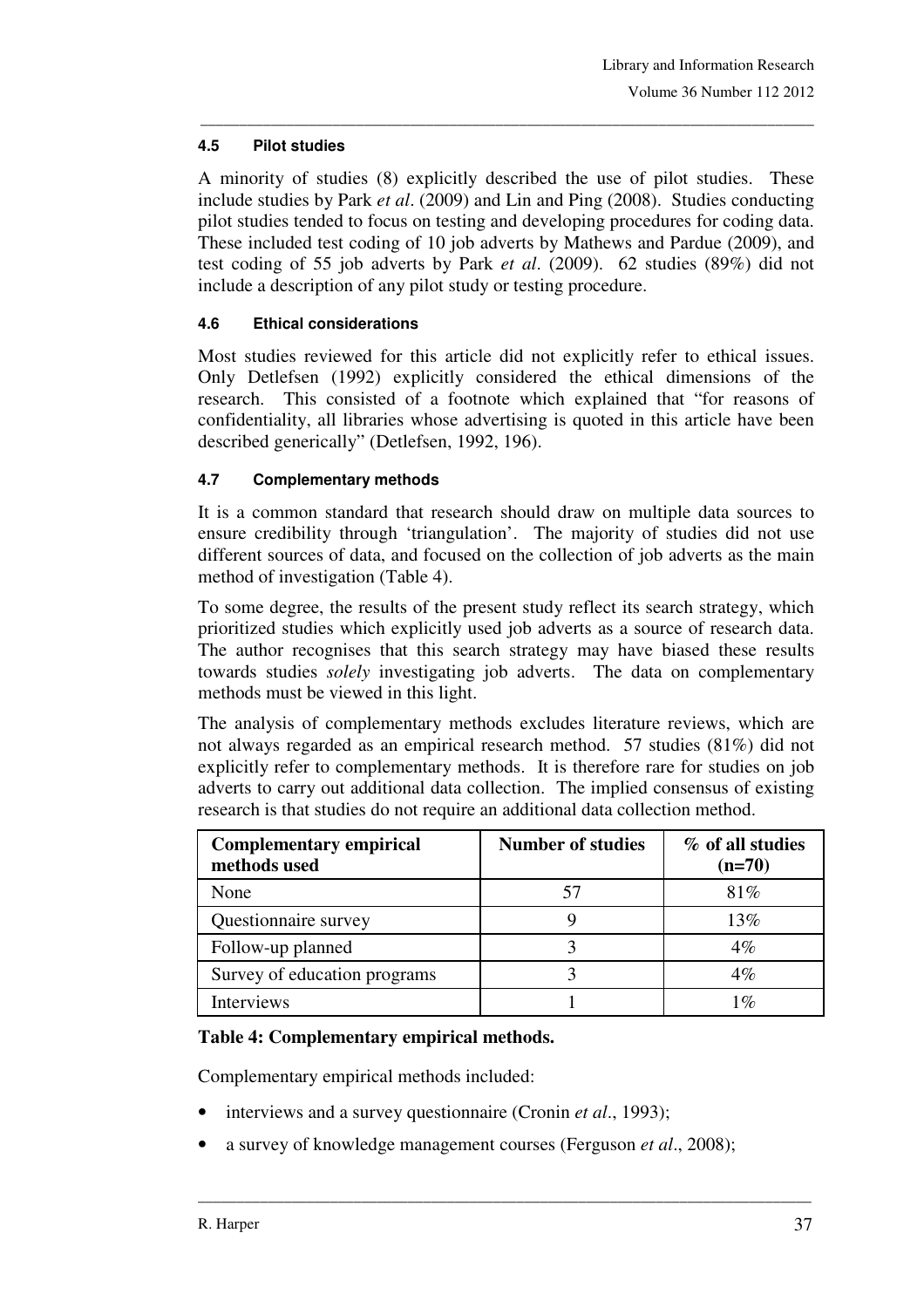### 4.5 Pilot studies

A minority of studies (8) explicitly described the use of pilot studies. These include studies by Park *et al*. (2009) and Lin and Ping (2008). Studies conducting pilot studies tended to focus on testing and developing procedures for coding data. These included test coding of 10 job adverts by Mathews and Pardue (2009), and test coding of 55 job adverts by Park *et al*. (2009). 62 studies (89%) did not include a description of any pilot study or testing procedure.

### 4.6 Ethical considerations

Most studies reviewed for this article did not explicitly refer to ethical issues. Only Detlefsen (1992) explicitly considered the ethical dimensions of the research. This consisted of a footnote which explained that "for reasons of confidentiality, all libraries whose advertising is quoted in this article have been described generically" (Detlefsen, 1992, 196).

### 4.7 Complementary methods

It is a common standard that research should draw on multiple data sources to ensure credibility through 'triangulation'. The majority of studies did not use different sources of data, and focused on the collection of job adverts as the main method of investigation (Table 4).

To some degree, the results of the present study reflect its search strategy, which prioritized studies which explicitly used job adverts as a source of research data. The author recognises that this search strategy may have biased these results towards studies *solely* investigating job adverts. The data on complementary methods must be viewed in this light.

The analysis of complementary methods excludes literature reviews, which are not always regarded as an empirical research method. 57 studies (81%) did not explicitly refer to complementary methods. It is therefore rare for studies on job adverts to carry out additional data collection. The implied consensus of existing research is that studies do not require an additional data collection method.

| Complementary empirical methods used | Number of studies | % of all studies (n=70) |
|---|---|---|
| None | 57 | 81% |
| Questionnaire survey | 9 | 13% |
| Follow-up planned | 3 | 4% |
| Survey of education programs | 3 | 4% |
| Interviews | 1 | 1% |

**Table 4: Complementary empirical methods.**

Complementary empirical methods included:

- interviews and a survey questionnaire (Cronin *et al*., 1993);
- a survey of knowledge management courses (Ferguson *et al*., 2008);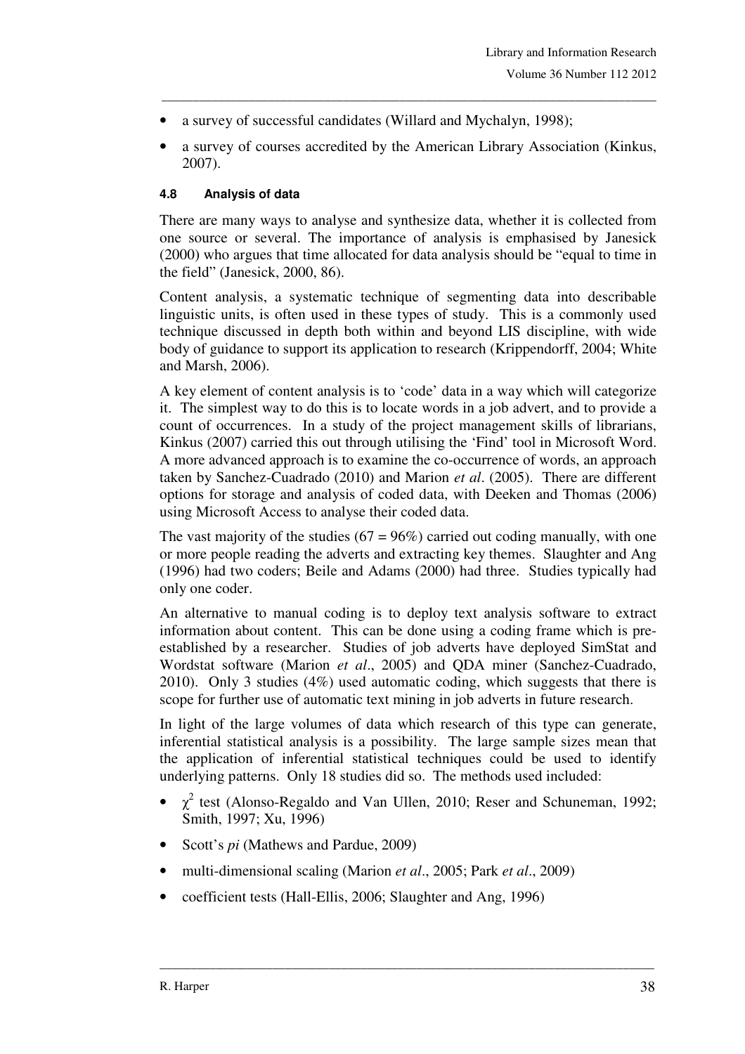- a survey of successful candidates (Willard and Mychalyn, 1998);
- a survey of courses accredited by the American Library Association (Kinkus, 2007).

#### 4.8 Analysis of data

There are many ways to analyse and synthesize data, whether it is collected from one source or several. The importance of analysis is emphasised by Janesick (2000) who argues that time allocated for data analysis should be "equal to time in the field" (Janesick, 2000, 86).

Content analysis, a systematic technique of segmenting data into describable linguistic units, is often used in these types of study. This is a commonly used technique discussed in depth both within and beyond LIS discipline, with wide body of guidance to support its application to research (Krippendorff, 2004; White and Marsh, 2006).

A key element of content analysis is to 'code' data in a way which will categorize it. The simplest way to do this is to locate words in a job advert, and to provide a count of occurrences. In a study of the project management skills of librarians, Kinkus (2007) carried this out through utilising the 'Find' tool in Microsoft Word. A more advanced approach is to examine the co-occurrence of words, an approach taken by Sanchez-Cuadrado (2010) and Marion *et al*. (2005). There are different options for storage and analysis of coded data, with Deeken and Thomas (2006) using Microsoft Access to analyse their coded data.

The vast majority of the studies (67 = 96%) carried out coding manually, with one or more people reading the adverts and extracting key themes. Slaughter and Ang (1996) had two coders; Beile and Adams (2000) had three. Studies typically had only one coder.

An alternative to manual coding is to deploy text analysis software to extract information about content. This can be done using a coding frame which is pre-established by a researcher. Studies of job adverts have deployed SimStat and Wordstat software (Marion *et al*., 2005) and QDA miner (Sanchez-Cuadrado, 2010). Only 3 studies (4%) used automatic coding, which suggests that there is scope for further use of automatic text mining in job adverts in future research.

In light of the large volumes of data which research of this type can generate, inferential statistical analysis is a possibility. The large sample sizes mean that the application of inferential statistical techniques could be used to identify underlying patterns. Only 18 studies did so. The methods used included:

- $\chi^2$ test (Alonso-Regaldo and Van Ullen, 2010; Reser and Schuneman, 1992; Smith, 1997; Xu, 1996)
- Scott's *pi* (Mathews and Pardue, 2009)
- multi-dimensional scaling (Marion *et al*., 2005; Park *et al*., 2009)
- coefficient tests (Hall-Ellis, 2006; Slaughter and Ang, 1996)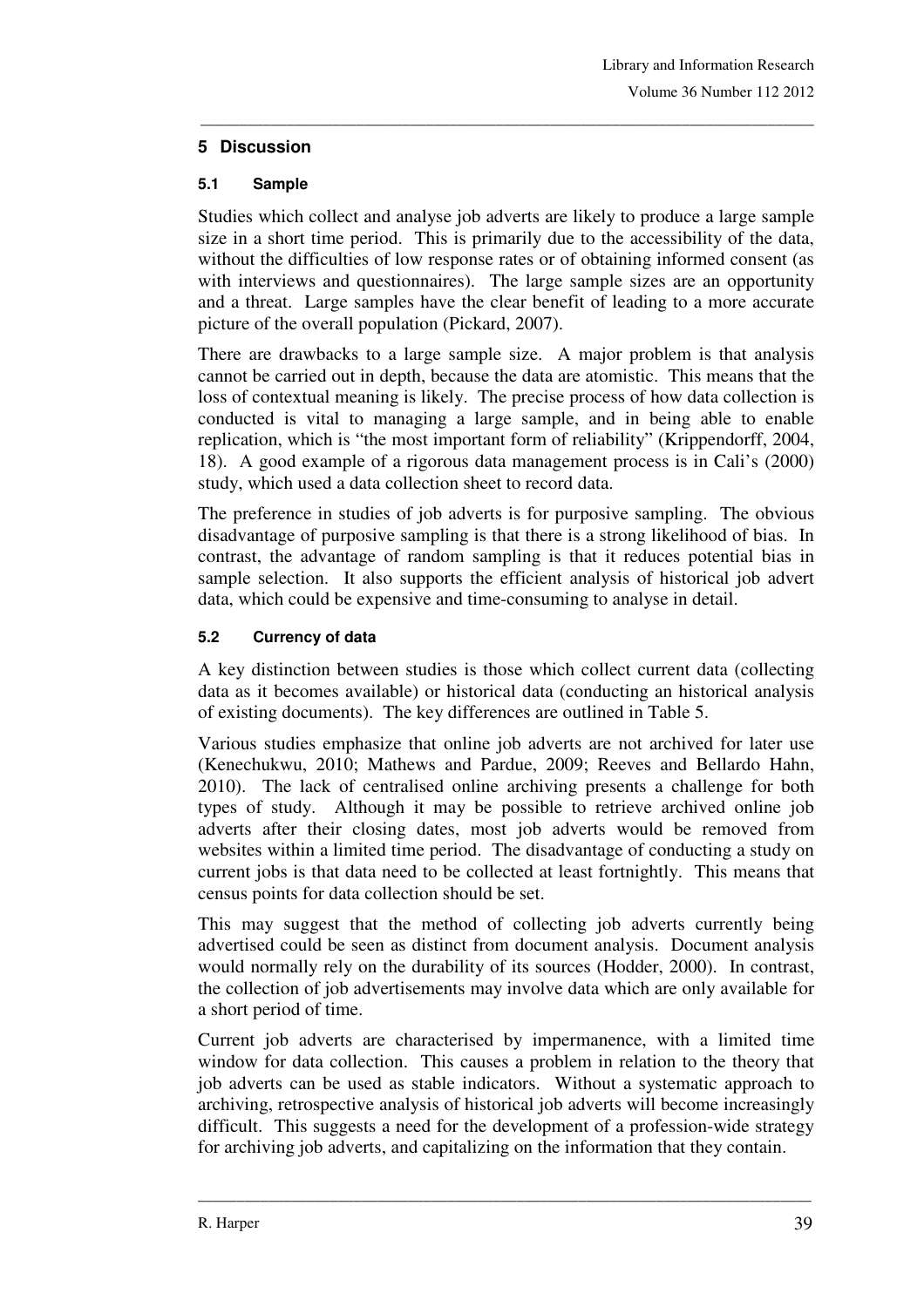## 5 Discussion

### 5.1 Sample

Studies which collect and analyse job adverts are likely to produce a large sample size in a short time period. This is primarily due to the accessibility of the data, without the difficulties of low response rates or of obtaining informed consent (as with interviews and questionnaires). The large sample sizes are an opportunity and a threat. Large samples have the clear benefit of leading to a more accurate picture of the overall population (Pickard, 2007).

There are drawbacks to a large sample size. A major problem is that analysis cannot be carried out in depth, because the data are atomistic. This means that the loss of contextual meaning is likely. The precise process of how data collection is conducted is vital to managing a large sample, and in being able to enable replication, which is "the most important form of reliability" (Krippendorff, 2004, 18). A good example of a rigorous data management process is in Cali's (2000) study, which used a data collection sheet to record data.

The preference in studies of job adverts is for purposive sampling. The obvious disadvantage of purposive sampling is that there is a strong likelihood of bias. In contrast, the advantage of random sampling is that it reduces potential bias in sample selection. It also supports the efficient analysis of historical job advert data, which could be expensive and time-consuming to analyse in detail.

### 5.2 Currency of data

A key distinction between studies is those which collect current data (collecting data as it becomes available) or historical data (conducting an historical analysis of existing documents). The key differences are outlined in Table 5.

Various studies emphasize that online job adverts are not archived for later use (Kenechukwu, 2010; Mathews and Pardue, 2009; Reeves and Bellardo Hahn, 2010). The lack of centralised online archiving presents a challenge for both types of study. Although it may be possible to retrieve archived online job adverts after their closing dates, most job adverts would be removed from websites within a limited time period. The disadvantage of conducting a study on current jobs is that data need to be collected at least fortnightly. This means that census points for data collection should be set.

This may suggest that the method of collecting job adverts currently being advertised could be seen as distinct from document analysis. Document analysis would normally rely on the durability of its sources (Hodder, 2000). In contrast, the collection of job advertisements may involve data which are only available for a short period of time.

Current job adverts are characterised by impermanence, with a limited time window for data collection. This causes a problem in relation to the theory that job adverts can be used as stable indicators. Without a systematic approach to archiving, retrospective analysis of historical job adverts will become increasingly difficult. This suggests a need for the development of a profession-wide strategy for archiving job adverts, and capitalizing on the information that they contain.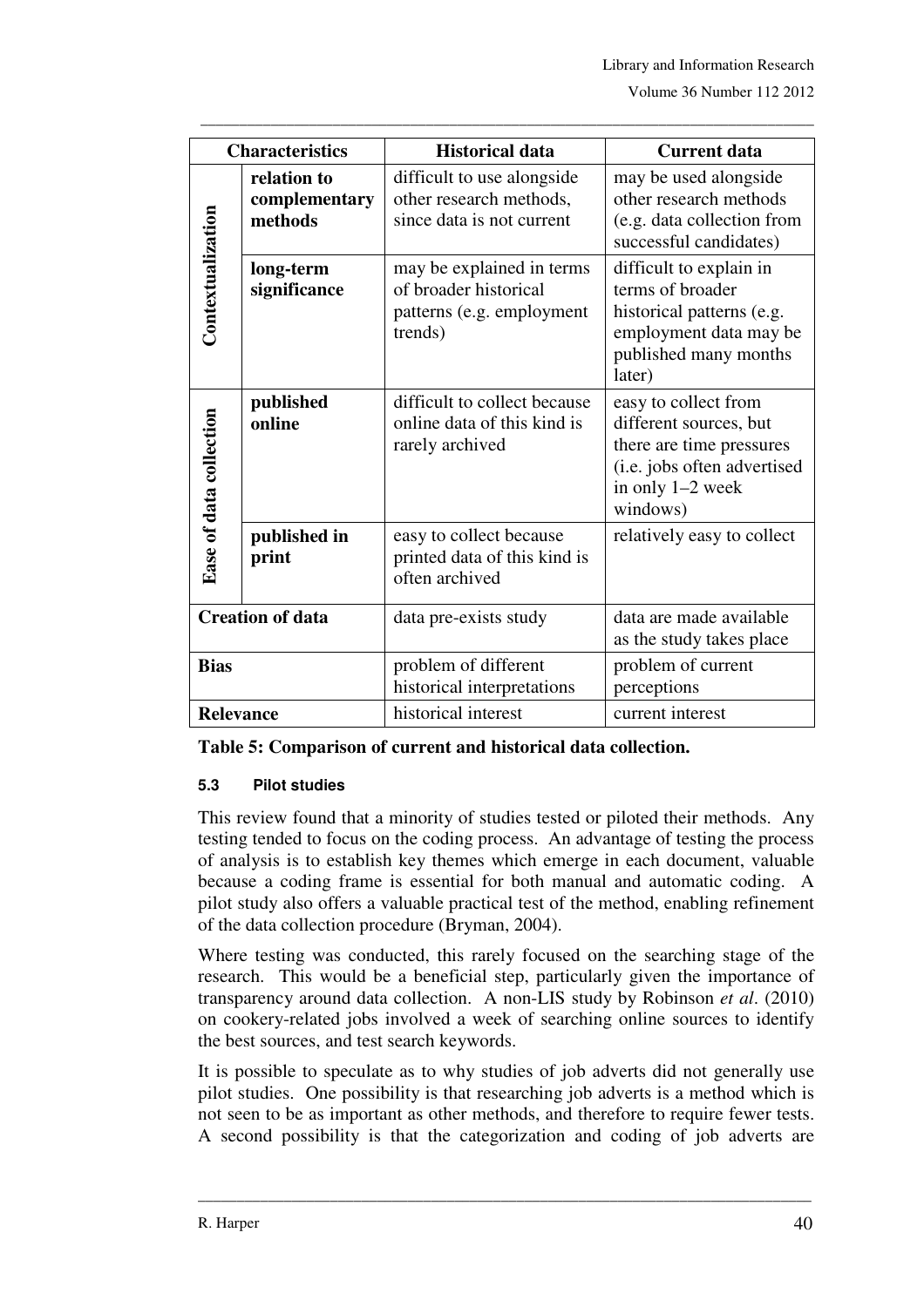| Characteristics | | Historical data | Current data |
|---|---|---|---|
| Contextualization | relation to complementary methods | difficult to use alongside other research methods, since data is not current | may be used alongside other research methods (e.g. data collection from successful candidates) |
| | long-term significance | may be explained in terms of broader historical patterns (e.g. employment trends) | difficult to explain in terms of broader historical patterns (e.g. employment data may be published many months later) |
| Ease of data collection | published online | difficult to collect because online data of this kind is rarely archived | easy to collect from different sources, but there are time pressures (i.e. jobs often advertised in only 1–2 week windows) |
| | published in print | easy to collect because printed data of this kind is often archived | relatively easy to collect |
| Creation of data | | data pre-exists study | data are made available as the study takes place |
| Bias | | problem of different historical interpretations | problem of current perceptions |
| Relevance | | historical interest | current interest |

**Table 5: Comparison of current and historical data collection.**

### 5.3 Pilot studies

This review found that a minority of studies tested or piloted their methods. Any testing tended to focus on the coding process. An advantage of testing the process of analysis is to establish key themes which emerge in each document, valuable because a coding frame is essential for both manual and automatic coding. A pilot study also offers a valuable practical test of the method, enabling refinement of the data collection procedure (Bryman, 2004).

Where testing was conducted, this rarely focused on the searching stage of the research. This would be a beneficial step, particularly given the importance of transparency around data collection. A non-LIS study by Robinson *et al*. (2010) on cookery-related jobs involved a week of searching online sources to identify the best sources, and test search keywords.

It is possible to speculate as to why studies of job adverts did not generally use pilot studies. One possibility is that researching job adverts is a method which is not seen to be as important as other methods, and therefore to require fewer tests. A second possibility is that the categorization and coding of job adverts are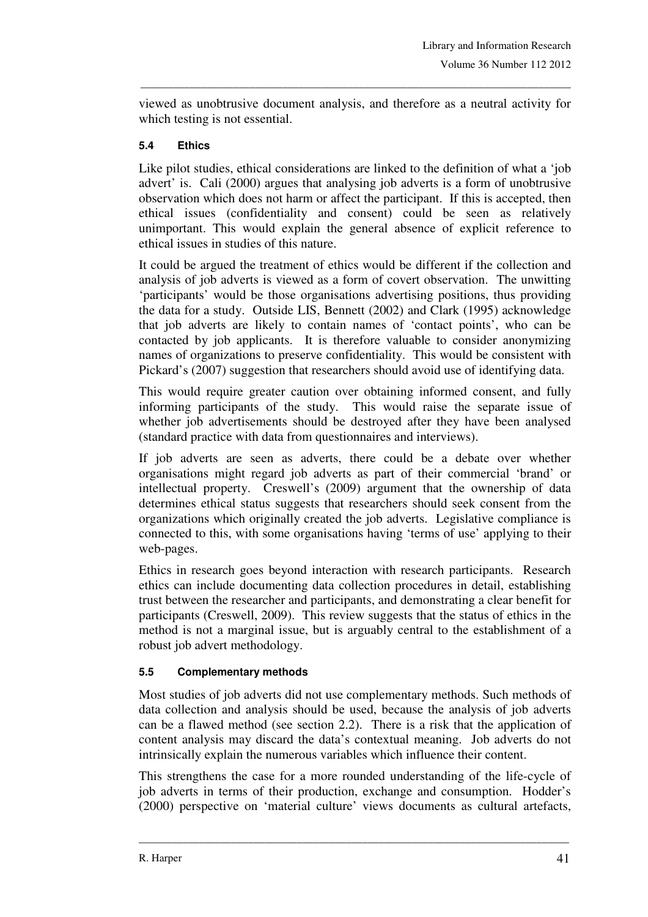viewed as unobtrusive document analysis, and therefore as a neutral activity for which testing is not essential.

### 5.4 Ethics

Like pilot studies, ethical considerations are linked to the definition of what a 'job advert' is. Cali (2000) argues that analysing job adverts is a form of unobtrusive observation which does not harm or affect the participant. If this is accepted, then ethical issues (confidentiality and consent) could be seen as relatively unimportant. This would explain the general absence of explicit reference to ethical issues in studies of this nature.

It could be argued the treatment of ethics would be different if the collection and analysis of job adverts is viewed as a form of covert observation. The unwitting 'participants' would be those organisations advertising positions, thus providing the data for a study. Outside LIS, Bennett (2002) and Clark (1995) acknowledge that job adverts are likely to contain names of 'contact points', who can be contacted by job applicants. It is therefore valuable to consider anonymizing names of organizations to preserve confidentiality. This would be consistent with Pickard's (2007) suggestion that researchers should avoid use of identifying data.

This would require greater caution over obtaining informed consent, and fully informing participants of the study. This would raise the separate issue of whether job advertisements should be destroyed after they have been analysed (standard practice with data from questionnaires and interviews).

If job adverts are seen as adverts, there could be a debate over whether organisations might regard job adverts as part of their commercial 'brand' or intellectual property. Creswell's (2009) argument that the ownership of data determines ethical status suggests that researchers should seek consent from the organizations which originally created the job adverts. Legislative compliance is connected to this, with some organisations having 'terms of use' applying to their web-pages.

Ethics in research goes beyond interaction with research participants. Research ethics can include documenting data collection procedures in detail, establishing trust between the researcher and participants, and demonstrating a clear benefit for participants (Creswell, 2009). This review suggests that the status of ethics in the method is not a marginal issue, but is arguably central to the establishment of a robust job advert methodology.

### 5.5 Complementary methods

Most studies of job adverts did not use complementary methods. Such methods of data collection and analysis should be used, because the analysis of job adverts can be a flawed method (see section 2.2). There is a risk that the application of content analysis may discard the data's contextual meaning. Job adverts do not intrinsically explain the numerous variables which influence their content.

This strengthens the case for a more rounded understanding of the life-cycle of job adverts in terms of their production, exchange and consumption. Hodder's (2000) perspective on 'material culture' views documents as cultural artefacts,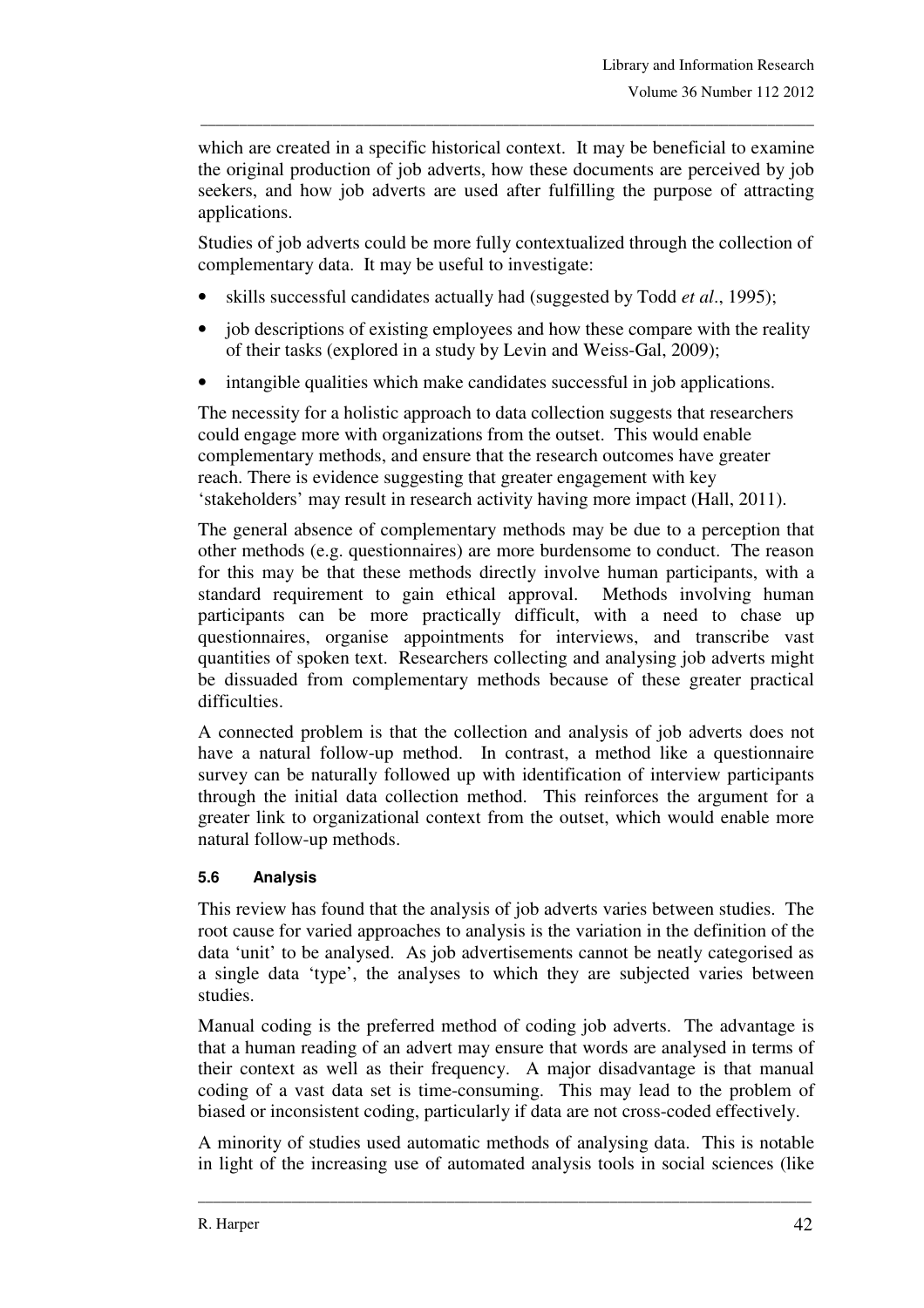which are created in a specific historical context. It may be beneficial to examine the original production of job adverts, how these documents are perceived by job seekers, and how job adverts are used after fulfilling the purpose of attracting applications.

Studies of job adverts could be more fully contextualized through the collection of complementary data. It may be useful to investigate:

- skills successful candidates actually had (suggested by Todd *et al*., 1995);
- job descriptions of existing employees and how these compare with the reality of their tasks (explored in a study by Levin and Weiss-Gal, 2009);
- intangible qualities which make candidates successful in job applications.

The necessity for a holistic approach to data collection suggests that researchers could engage more with organizations from the outset. This would enable complementary methods, and ensure that the research outcomes have greater reach. There is evidence suggesting that greater engagement with key 'stakeholders' may result in research activity having more impact (Hall, 2011).

The general absence of complementary methods may be due to a perception that other methods (e.g. questionnaires) are more burdensome to conduct. The reason for this may be that these methods directly involve human participants, with a standard requirement to gain ethical approval. Methods involving human participants can be more practically difficult, with a need to chase up questionnaires, organise appointments for interviews, and transcribe vast quantities of spoken text. Researchers collecting and analysing job adverts might be dissuaded from complementary methods because of these greater practical difficulties.

A connected problem is that the collection and analysis of job adverts does not have a natural follow-up method. In contrast, a method like a questionnaire survey can be naturally followed up with identification of interview participants through the initial data collection method. This reinforces the argument for a greater link to organizational context from the outset, which would enable more natural follow-up methods.

### 5.6 Analysis

This review has found that the analysis of job adverts varies between studies. The root cause for varied approaches to analysis is the variation in the definition of the data 'unit' to be analysed. As job advertisements cannot be neatly categorised as a single data 'type', the analyses to which they are subjected varies between studies.

Manual coding is the preferred method of coding job adverts. The advantage is that a human reading of an advert may ensure that words are analysed in terms of their context as well as their frequency. A major disadvantage is that manual coding of a vast data set is time-consuming. This may lead to the problem of biased or inconsistent coding, particularly if data are not cross-coded effectively.

A minority of studies used automatic methods of analysing data. This is notable in light of the increasing use of automated analysis tools in social sciences (like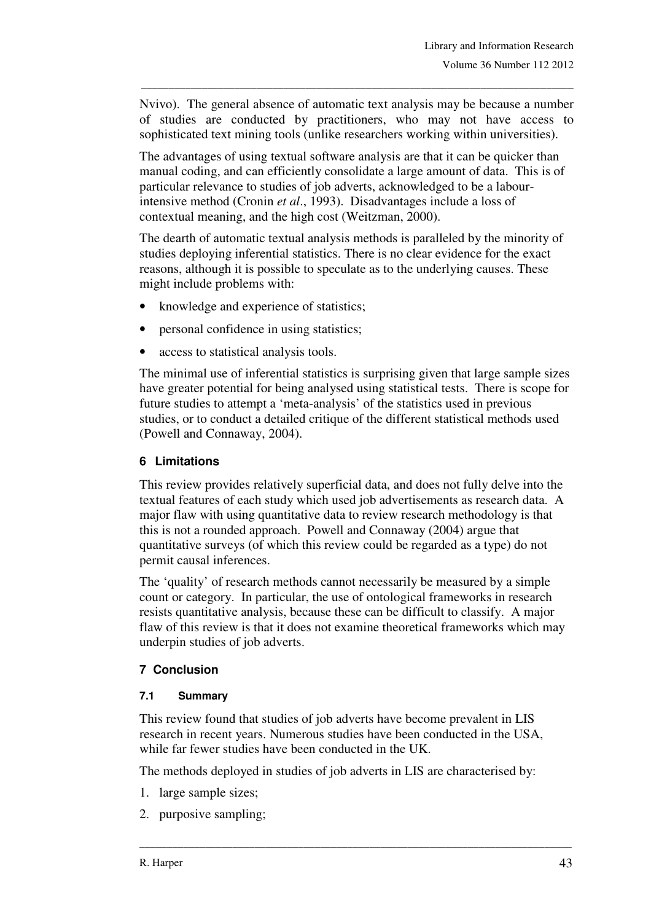Nvivo). The general absence of automatic text analysis may be because a number of studies are conducted by practitioners, who may not have access to sophisticated text mining tools (unlike researchers working within universities).

The advantages of using textual software analysis are that it can be quicker than manual coding, and can efficiently consolidate a large amount of data. This is of particular relevance to studies of job adverts, acknowledged to be a labour-intensive method (Cronin *et al*., 1993). Disadvantages include a loss of contextual meaning, and the high cost (Weitzman, 2000).

The dearth of automatic textual analysis methods is paralleled by the minority of studies deploying inferential statistics. There is no clear evidence for the exact reasons, although it is possible to speculate as to the underlying causes. These might include problems with:

- knowledge and experience of statistics;
- personal confidence in using statistics;
- access to statistical analysis tools.

The minimal use of inferential statistics is surprising given that large sample sizes have greater potential for being analysed using statistical tests. There is scope for future studies to attempt a 'meta-analysis' of the statistics used in previous studies, or to conduct a detailed critique of the different statistical methods used (Powell and Connaway, 2004).

## 6 Limitations

This review provides relatively superficial data, and does not fully delve into the textual features of each study which used job advertisements as research data. A major flaw with using quantitative data to review research methodology is that this is not a rounded approach. Powell and Connaway (2004) argue that quantitative surveys (of which this review could be regarded as a type) do not permit causal inferences.

The 'quality' of research methods cannot necessarily be measured by a simple count or category. In particular, the use of ontological frameworks in research resists quantitative analysis, because these can be difficult to classify. A major flaw of this review is that it does not examine theoretical frameworks which may underpin studies of job adverts.

## 7 Conclusion

### 7.1 Summary

This review found that studies of job adverts have become prevalent in LIS research in recent years. Numerous studies have been conducted in the USA, while far fewer studies have been conducted in the UK.

The methods deployed in studies of job adverts in LIS are characterised by:

1. large sample sizes;
2. purposive sampling;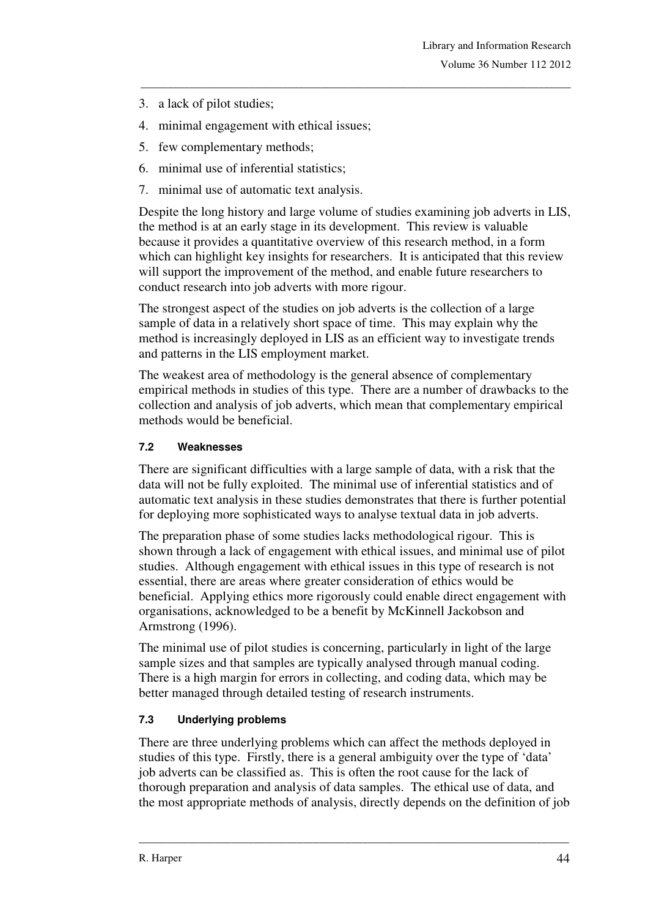3. a lack of pilot studies;
4. minimal engagement with ethical issues;
5. few complementary methods;
6. minimal use of inferential statistics;
7. minimal use of automatic text analysis.

Despite the long history and large volume of studies examining job adverts in LIS, the method is at an early stage in its development. This review is valuable because it provides a quantitative overview of this research method, in a form which can highlight key insights for researchers. It is anticipated that this review will support the improvement of the method, and enable future researchers to conduct research into job adverts with more rigour.

The strongest aspect of the studies on job adverts is the collection of a large sample of data in a relatively short space of time. This may explain why the method is increasingly deployed in LIS as an efficient way to investigate trends and patterns in the LIS employment market.

The weakest area of methodology is the general absence of complementary empirical methods in studies of this type. There are a number of drawbacks to the collection and analysis of job adverts, which mean that complementary empirical methods would be beneficial.

#### 7.2 Weaknesses

There are significant difficulties with a large sample of data, with a risk that the data will not be fully exploited. The minimal use of inferential statistics and of automatic text analysis in these studies demonstrates that there is further potential for deploying more sophisticated ways to analyse textual data in job adverts.

The preparation phase of some studies lacks methodological rigour. This is shown through a lack of engagement with ethical issues, and minimal use of pilot studies. Although engagement with ethical issues in this type of research is not essential, there are areas where greater consideration of ethics would be beneficial. Applying ethics more rigorously could enable direct engagement with organisations, acknowledged to be a benefit by McKinnell Jackobson and Armstrong (1996).

The minimal use of pilot studies is concerning, particularly in light of the large sample sizes and that samples are typically analysed through manual coding. There is a high margin for errors in collecting, and coding data, which may be better managed through detailed testing of research instruments.

#### 7.3 Underlying problems

There are three underlying problems which can affect the methods deployed in studies of this type. Firstly, there is a general ambiguity over the type of 'data' job adverts can be classified as. This is often the root cause for the lack of thorough preparation and analysis of data samples. The ethical use of data, and the most appropriate methods of analysis, directly depends on the definition of job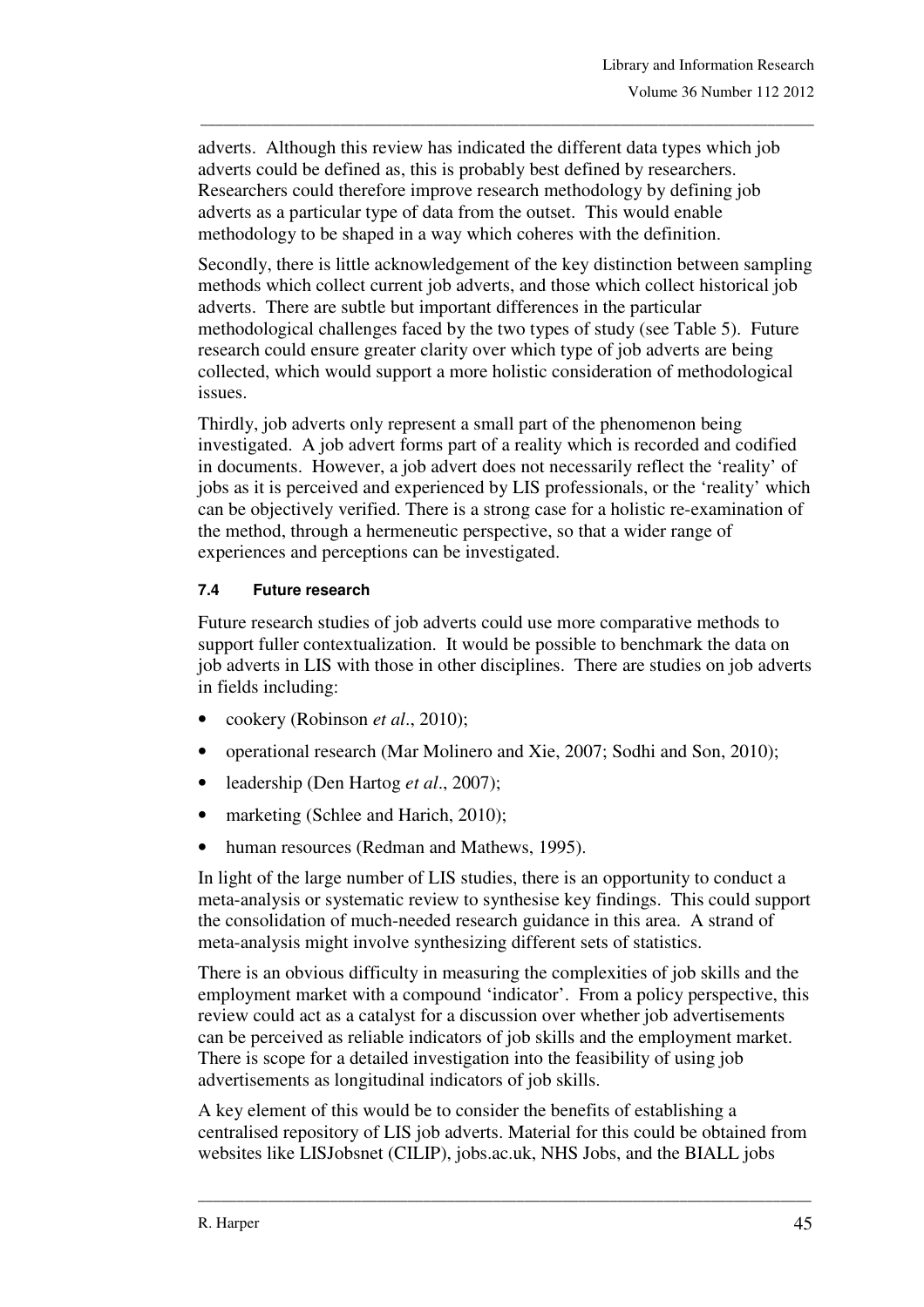adverts. Although this review has indicated the different data types which job adverts could be defined as, this is probably best defined by researchers. Researchers could therefore improve research methodology by defining job adverts as a particular type of data from the outset. This would enable methodology to be shaped in a way which coheres with the definition.

Secondly, there is little acknowledgement of the key distinction between sampling methods which collect current job adverts, and those which collect historical job adverts. There are subtle but important differences in the particular methodological challenges faced by the two types of study (see Table 5). Future research could ensure greater clarity over which type of job adverts are being collected, which would support a more holistic consideration of methodological issues.

Thirdly, job adverts only represent a small part of the phenomenon being investigated. A job advert forms part of a reality which is recorded and codified in documents. However, a job advert does not necessarily reflect the 'reality' of jobs as it is perceived and experienced by LIS professionals, or the 'reality' which can be objectively verified. There is a strong case for a holistic re-examination of the method, through a hermeneutic perspective, so that a wider range of experiences and perceptions can be investigated.

### 7.4 Future research

Future research studies of job adverts could use more comparative methods to support fuller contextualization. It would be possible to benchmark the data on job adverts in LIS with those in other disciplines. There are studies on job adverts in fields including:

- cookery (Robinson *et al*., 2010);
- operational research (Mar Molinero and Xie, 2007; Sodhi and Son, 2010);
- leadership (Den Hartog *et al*., 2007);
- marketing (Schlee and Harich, 2010);
- human resources (Redman and Mathews, 1995).

In light of the large number of LIS studies, there is an opportunity to conduct a meta-analysis or systematic review to synthesise key findings. This could support the consolidation of much-needed research guidance in this area. A strand of meta-analysis might involve synthesizing different sets of statistics.

There is an obvious difficulty in measuring the complexities of job skills and the employment market with a compound 'indicator'. From a policy perspective, this review could act as a catalyst for a discussion over whether job advertisements can be perceived as reliable indicators of job skills and the employment market. There is scope for a detailed investigation into the feasibility of using job advertisements as longitudinal indicators of job skills.

A key element of this would be to consider the benefits of establishing a centralised repository of LIS job adverts. Material for this could be obtained from websites like LISJobsnet (CILIP), jobs.ac.uk, NHS Jobs, and the BIALL jobs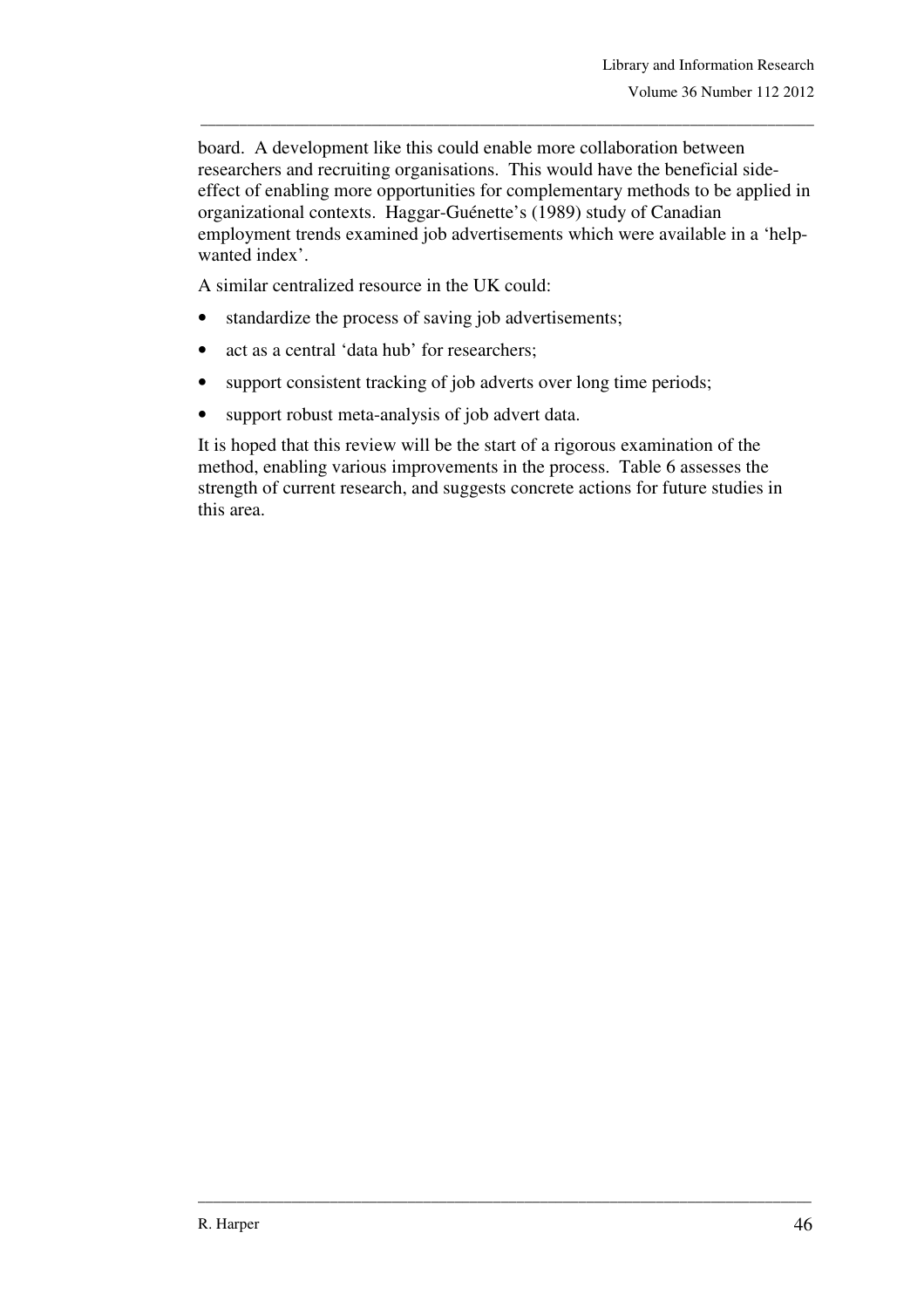board. A development like this could enable more collaboration between researchers and recruiting organisations. This would have the beneficial side-effect of enabling more opportunities for complementary methods to be applied in organizational contexts. Haggar-Guénette's (1989) study of Canadian employment trends examined job advertisements which were available in a 'help-wanted index'.

A similar centralized resource in the UK could:

- standardize the process of saving job advertisements;
- act as a central 'data hub' for researchers;
- support consistent tracking of job adverts over long time periods;
- support robust meta-analysis of job advert data.

It is hoped that this review will be the start of a rigorous examination of the method, enabling various improvements in the process. Table 6 assesses the strength of current research, and suggests concrete actions for future studies in this area.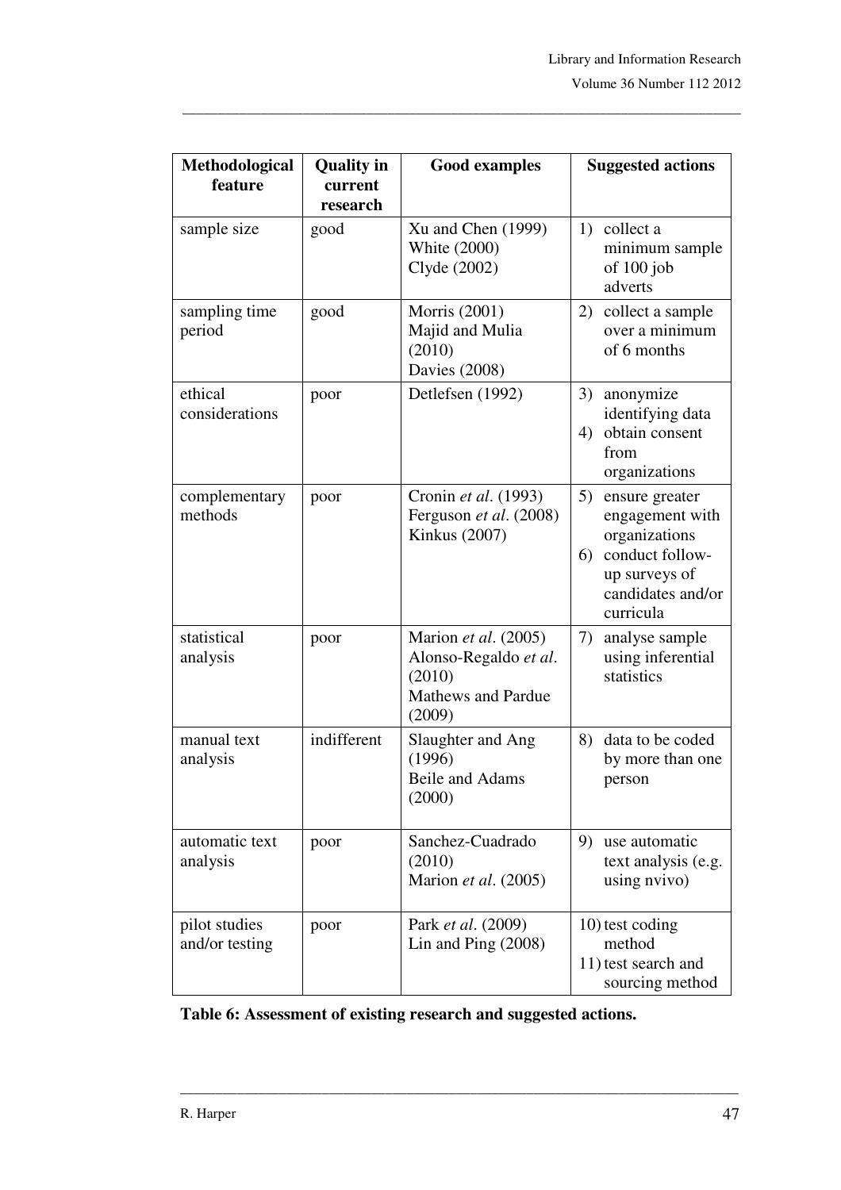| Methodological feature | Quality in current research | Good examples | Suggested actions |
|---|---|---|---|
| sample size | good | Xu and Chen (1999)<br>White (2000)<br>Clyde (2002) | 1) collect a minimum sample of 100 job adverts |
| sampling time period | good | Morris (2001)<br>Majid and Mulia (2010)<br>Davies (2008) | 2) collect a sample over a minimum of 6 months |
| ethical considerations | poor | Detlefsen (1992) | 3) anonymize identifying data<br>4) obtain consent from organizations |
| complementary methods | poor | Cronin *et al*. (1993)<br>Ferguson *et al*. (2008)<br>Kinkus (2007) | 5) ensure greater engagement with organizations<br>6) conduct follow-up surveys of candidates and/or curricula |
| statistical analysis | poor | Marion *et al*. (2005)<br>Alonso-Regaldo *et al*. (2010)<br>Mathews and Pardue (2009) | 7) analyse sample using inferential statistics |
| manual text analysis | indifferent | Slaughter and Ang (1996)<br>Beile and Adams (2000) | 8) data to be coded by more than one person |
| automatic text analysis | poor | Sanchez-Cuadrado (2010)<br>Marion *et al*. (2005) | 9) use automatic text analysis (e.g. using nvivo) |
| pilot studies and/or testing | poor | Park *et al*. (2009)<br>Lin and Ping (2008) | 10) test coding method<br>11) test search and sourcing method |

**Table 6: Assessment of existing research and suggested actions.**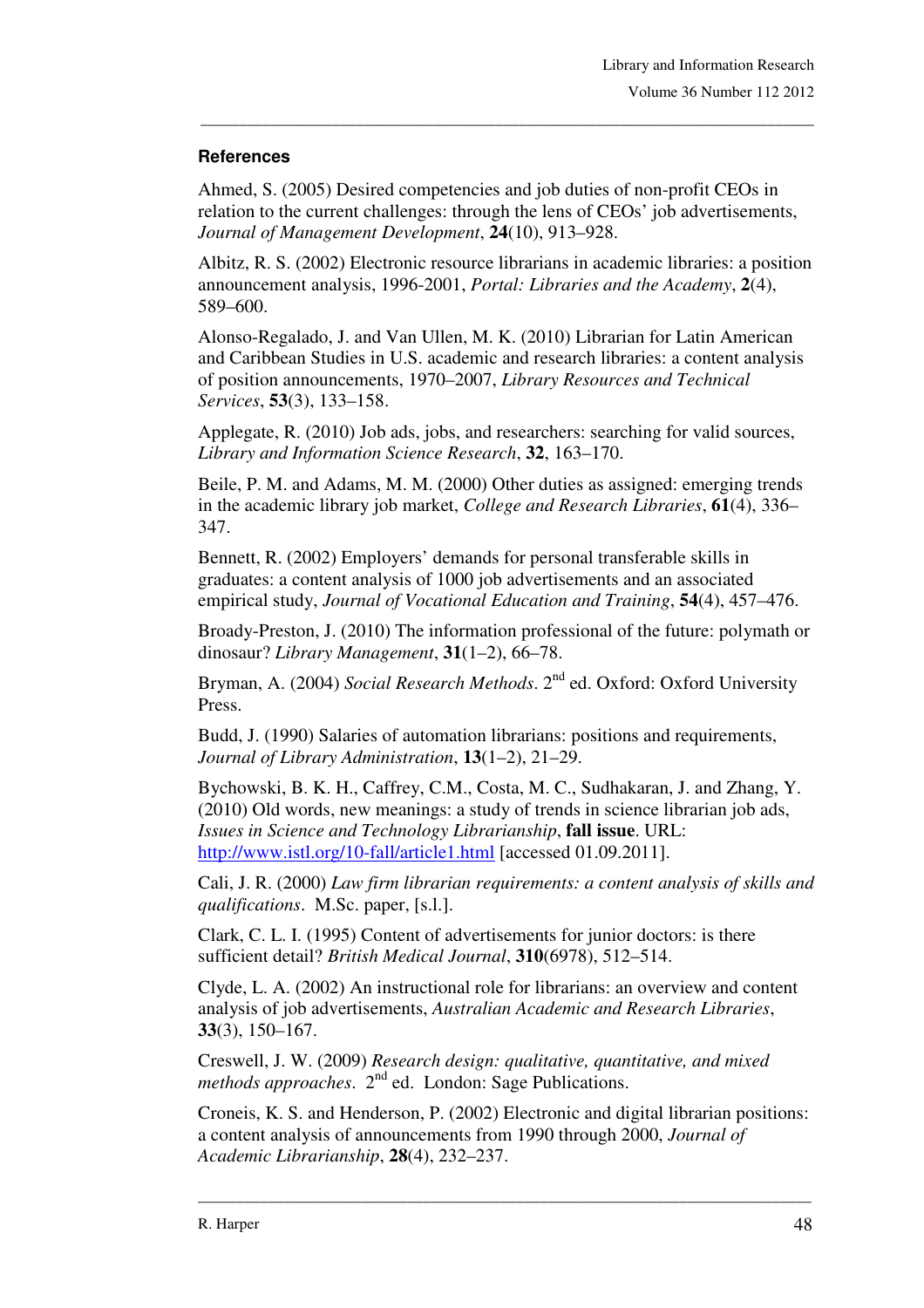### References

Ahmed, S. (2005) Desired competencies and job duties of non-profit CEOs in relation to the current challenges: through the lens of CEOs' job advertisements, *Journal of Management Development*, **24**(10), 913–928.

Albitz, R. S. (2002) Electronic resource librarians in academic libraries: a position announcement analysis, 1996-2001, *Portal: Libraries and the Academy*, **2**(4), 589–600.

Alonso-Regalado, J. and Van Ullen, M. K. (2010) Librarian for Latin American and Caribbean Studies in U.S. academic and research libraries: a content analysis of position announcements, 1970–2007, *Library Resources and Technical Services*, **53**(3), 133–158.

Applegate, R. (2010) Job ads, jobs, and researchers: searching for valid sources, *Library and Information Science Research*, **32**, 163–170.

Beile, P. M. and Adams, M. M. (2000) Other duties as assigned: emerging trends in the academic library job market, *College and Research Libraries*, **61**(4), 336–347.

Bennett, R. (2002) Employers' demands for personal transferable skills in graduates: a content analysis of 1000 job advertisements and an associated empirical study, *Journal of Vocational Education and Training*, **54**(4), 457–476.

Broady-Preston, J. (2010) The information professional of the future: polymath or dinosaur? *Library Management*, **31**(1–2), 66–78.

Bryman, A. (2004) *Social Research Methods*. 2nd ed. Oxford: Oxford University Press.

Budd, J. (1990) Salaries of automation librarians: positions and requirements, *Journal of Library Administration*, **13**(1–2), 21–29.

Bychowski, B. K. H., Caffrey, C.M., Costa, M. C., Sudhakaran, J. and Zhang, Y. (2010) Old words, new meanings: a study of trends in science librarian job ads, *Issues in Science and Technology Librarianship*, **fall issue**. URL: http://www.istl.org/10-fall/article1.html [accessed 01.09.2011].

Cali, J. R. (2000) *Law firm librarian requirements: a content analysis of skills and qualifications*. M.Sc. paper, [s.l.].

Clark, C. L. I. (1995) Content of advertisements for junior doctors: is there sufficient detail? *British Medical Journal*, **310**(6978), 512–514.

Clyde, L. A. (2002) An instructional role for librarians: an overview and content analysis of job advertisements, *Australian Academic and Research Libraries*, **33**(3), 150–167.

Creswell, J. W. (2009) *Research design: qualitative, quantitative, and mixed methods approaches*. 2nd ed. London: Sage Publications.

Croneis, K. S. and Henderson, P. (2002) Electronic and digital librarian positions: a content analysis of announcements from 1990 through 2000, *Journal of Academic Librarianship*, **28**(4), 232–237.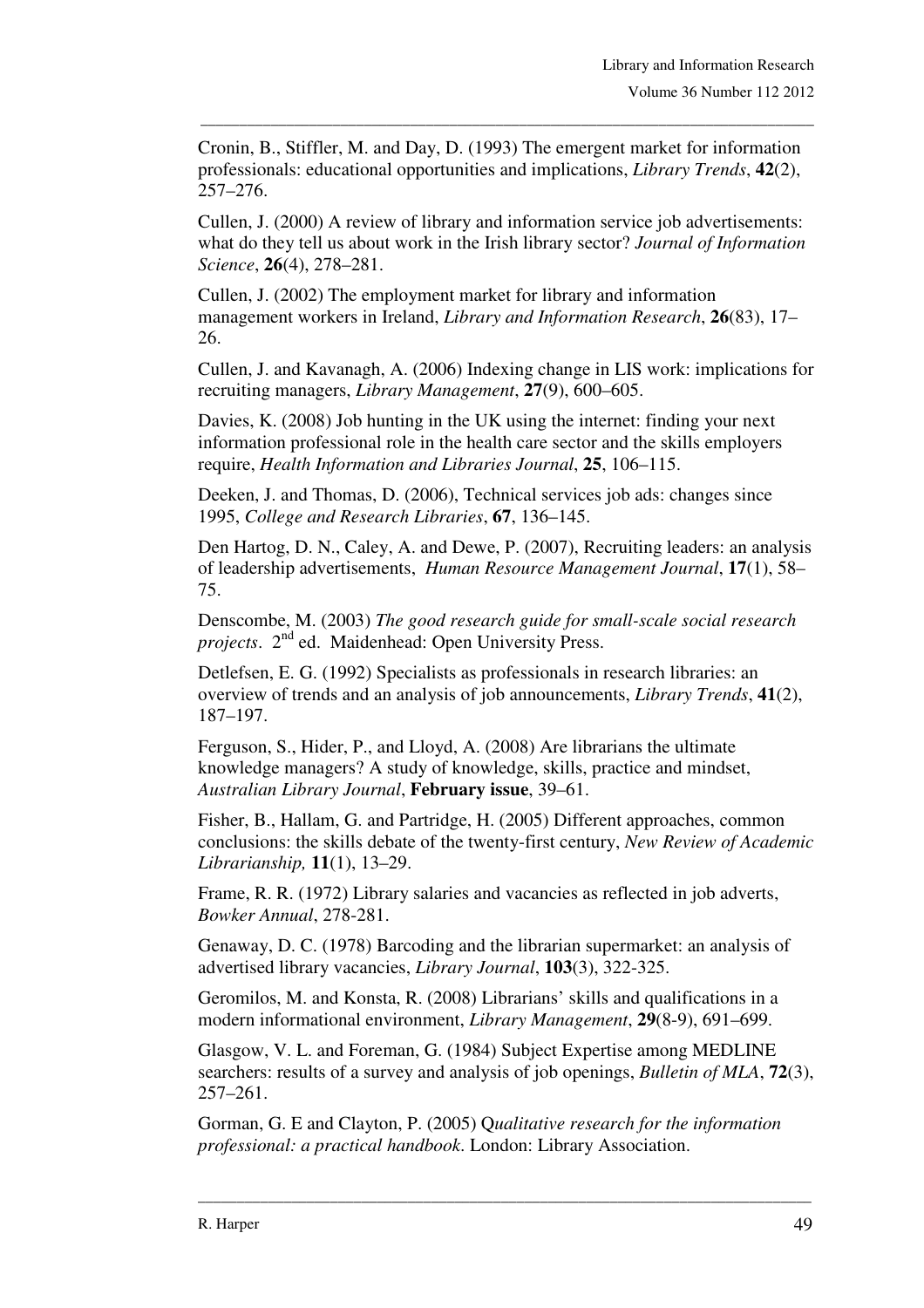Cronin, B., Stiffler, M. and Day, D. (1993) The emergent market for information professionals: educational opportunities and implications, *Library Trends*, **42**(2), 257–276.

Cullen, J. (2000) A review of library and information service job advertisements: what do they tell us about work in the Irish library sector? *Journal of Information Science*, **26**(4), 278–281.

Cullen, J. (2002) The employment market for library and information management workers in Ireland, *Library and Information Research*, **26**(83), 17–26.

Cullen, J. and Kavanagh, A. (2006) Indexing change in LIS work: implications for recruiting managers, *Library Management*, **27**(9), 600–605.

Davies, K. (2008) Job hunting in the UK using the internet: finding your next information professional role in the health care sector and the skills employers require, *Health Information and Libraries Journal*, **25**, 106–115.

Deeken, J. and Thomas, D. (2006), Technical services job ads: changes since 1995, *College and Research Libraries*, **67**, 136–145.

Den Hartog, D. N., Caley, A. and Dewe, P. (2007), Recruiting leaders: an analysis of leadership advertisements, *Human Resource Management Journal*, **17**(1), 58–75.

Denscombe, M. (2003) *The good research guide for small-scale social research projects*. 2nd ed. Maidenhead: Open University Press.

Detlefsen, E. G. (1992) Specialists as professionals in research libraries: an overview of trends and an analysis of job announcements, *Library Trends*, **41**(2), 187–197.

Ferguson, S., Hider, P., and Lloyd, A. (2008) Are librarians the ultimate knowledge managers? A study of knowledge, skills, practice and mindset, *Australian Library Journal*, **February issue**, 39–61.

Fisher, B., Hallam, G. and Partridge, H. (2005) Different approaches, common conclusions: the skills debate of the twenty-first century, *New Review of Academic Librarianship,* **11**(1), 13–29.

Frame, R. R. (1972) Library salaries and vacancies as reflected in job adverts, *Bowker Annual*, 278-281.

Genaway, D. C. (1978) Barcoding and the librarian supermarket: an analysis of advertised library vacancies, *Library Journal*, **103**(3), 322-325.

Geromilos, M. and Konsta, R. (2008) Librarians' skills and qualifications in a modern informational environment, *Library Management*, **29**(8-9), 691–699.

Glasgow, V. L. and Foreman, G. (1984) Subject Expertise among MEDLINE searchers: results of a survey and analysis of job openings, *Bulletin of MLA*, **72**(3), 257–261.

Gorman, G. E and Clayton, P. (2005) Q*ualitative research for the information professional: a practical handbook*. London: Library Association.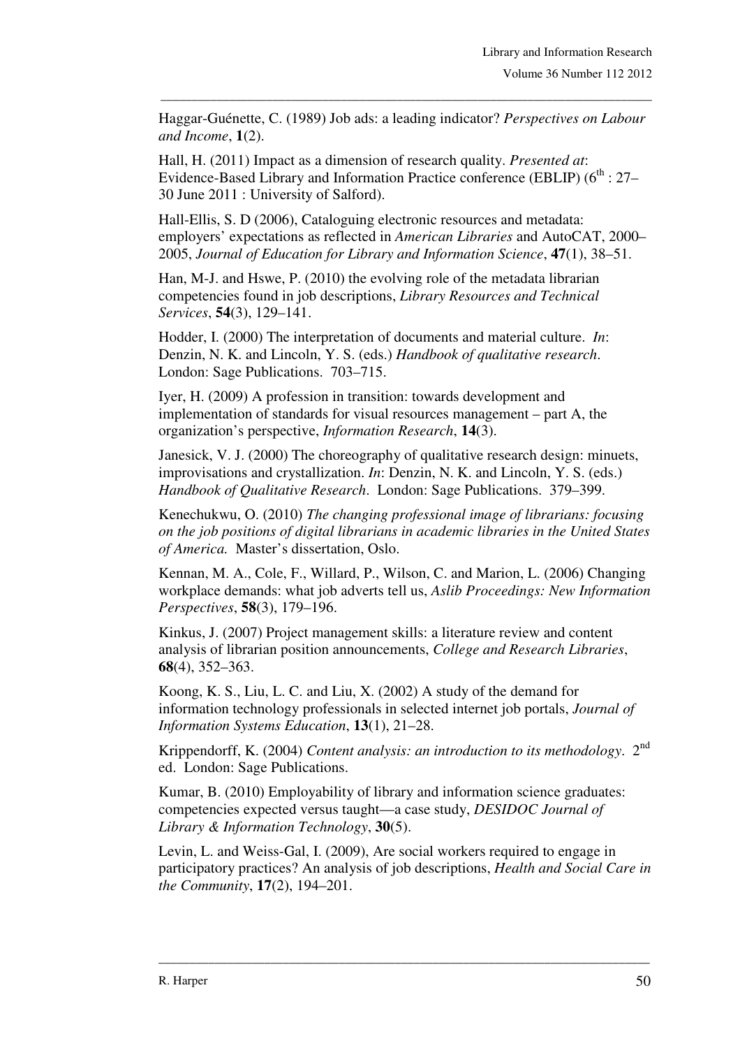Haggar-Guénette, C. (1989) Job ads: a leading indicator? *Perspectives on Labour and Income*, **1**(2).

Hall, H. (2011) Impact as a dimension of research quality. *Presented at*: Evidence-Based Library and Information Practice conference (EBLIP) (6th : 27–30 June 2011 : University of Salford).

Hall-Ellis, S. D (2006), Cataloguing electronic resources and metadata: employers' expectations as reflected in *American Libraries* and AutoCAT, 2000–2005, *Journal of Education for Library and Information Science*, **47**(1), 38–51.

Han, M-J. and Hswe, P. (2010) the evolving role of the metadata librarian competencies found in job descriptions, *Library Resources and Technical Services*, **54**(3), 129–141.

Hodder, I. (2000) The interpretation of documents and material culture. *In*: Denzin, N. K. and Lincoln, Y. S. (eds.) *Handbook of qualitative research*. London: Sage Publications. 703–715.

Iyer, H. (2009) A profession in transition: towards development and implementation of standards for visual resources management – part A, the organization's perspective, *Information Research*, **14**(3).

Janesick, V. J. (2000) The choreography of qualitative research design: minuets, improvisations and crystallization. *In*: Denzin, N. K. and Lincoln, Y. S. (eds.) *Handbook of Qualitative Research*. London: Sage Publications. 379–399.

Kenechukwu, O. (2010) *The changing professional image of librarians: focusing on the job positions of digital librarians in academic libraries in the United States of America.* Master's dissertation, Oslo.

Kennan, M. A., Cole, F., Willard, P., Wilson, C. and Marion, L. (2006) Changing workplace demands: what job adverts tell us, *Aslib Proceedings: New Information Perspectives*, **58**(3), 179–196.

Kinkus, J. (2007) Project management skills: a literature review and content analysis of librarian position announcements, *College and Research Libraries*, **68**(4), 352–363.

Koong, K. S., Liu, L. C. and Liu, X. (2002) A study of the demand for information technology professionals in selected internet job portals, *Journal of Information Systems Education*, **13**(1), 21–28.

Krippendorff, K. (2004) *Content analysis: an introduction to its methodology*. 2nd ed. London: Sage Publications.

Kumar, B. (2010) Employability of library and information science graduates: competencies expected versus taught—a case study, *DESIDOC Journal of Library & Information Technology*, **30**(5).

Levin, L. and Weiss-Gal, I. (2009), Are social workers required to engage in participatory practices? An analysis of job descriptions, *Health and Social Care in the Community*, **17**(2), 194–201.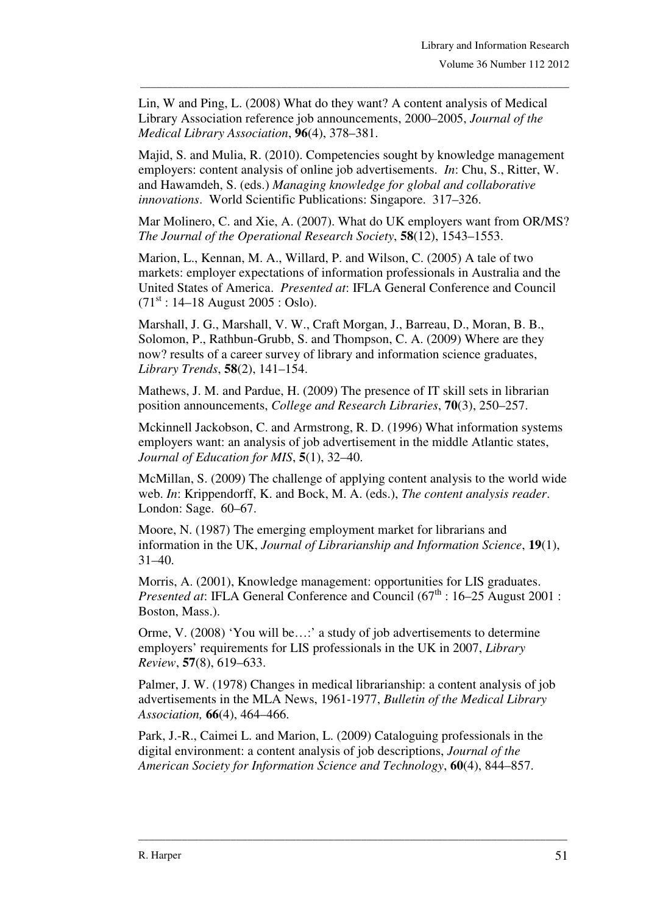Lin, W and Ping, L. (2008) What do they want? A content analysis of Medical Library Association reference job announcements, 2000–2005, *Journal of the Medical Library Association*, **96**(4), 378–381.

Majid, S. and Mulia, R. (2010). Competencies sought by knowledge management employers: content analysis of online job advertisements. *In*: Chu, S., Ritter, W. and Hawamdeh, S. (eds.) *Managing knowledge for global and collaborative innovations*. World Scientific Publications: Singapore. 317–326.

Mar Molinero, C. and Xie, A. (2007). What do UK employers want from OR/MS? *The Journal of the Operational Research Society*, **58**(12), 1543–1553.

Marion, L., Kennan, M. A., Willard, P. and Wilson, C. (2005) A tale of two markets: employer expectations of information professionals in Australia and the United States of America. *Presented at*: IFLA General Conference and Council (71st : 14–18 August 2005 : Oslo).

Marshall, J. G., Marshall, V. W., Craft Morgan, J., Barreau, D., Moran, B. B., Solomon, P., Rathbun-Grubb, S. and Thompson, C. A. (2009) Where are they now? results of a career survey of library and information science graduates, *Library Trends*, **58**(2), 141–154.

Mathews, J. M. and Pardue, H. (2009) The presence of IT skill sets in librarian position announcements, *College and Research Libraries*, **70**(3), 250–257.

Mckinnell Jackobson, C. and Armstrong, R. D. (1996) What information systems employers want: an analysis of job advertisement in the middle Atlantic states, *Journal of Education for MIS*, **5**(1), 32–40.

McMillan, S. (2009) The challenge of applying content analysis to the world wide web. *In*: Krippendorff, K. and Bock, M. A. (eds.), *The content analysis reader*. London: Sage. 60–67.

Moore, N. (1987) The emerging employment market for librarians and information in the UK, *Journal of Librarianship and Information Science*, **19**(1), 31–40.

Morris, A. (2001), Knowledge management: opportunities for LIS graduates. *Presented at*: IFLA General Conference and Council (67th : 16–25 August 2001 : Boston, Mass.).

Orme, V. (2008) 'You will be…:' a study of job advertisements to determine employers' requirements for LIS professionals in the UK in 2007, *Library Review*, **57**(8), 619–633.

Palmer, J. W. (1978) Changes in medical librarianship: a content analysis of job advertisements in the MLA News, 1961-1977, *Bulletin of the Medical Library Association,* **66**(4), 464–466.

Park, J.-R., Caimei L. and Marion, L. (2009) Cataloguing professionals in the digital environment: a content analysis of job descriptions, *Journal of the American Society for Information Science and Technology*, **60**(4), 844–857.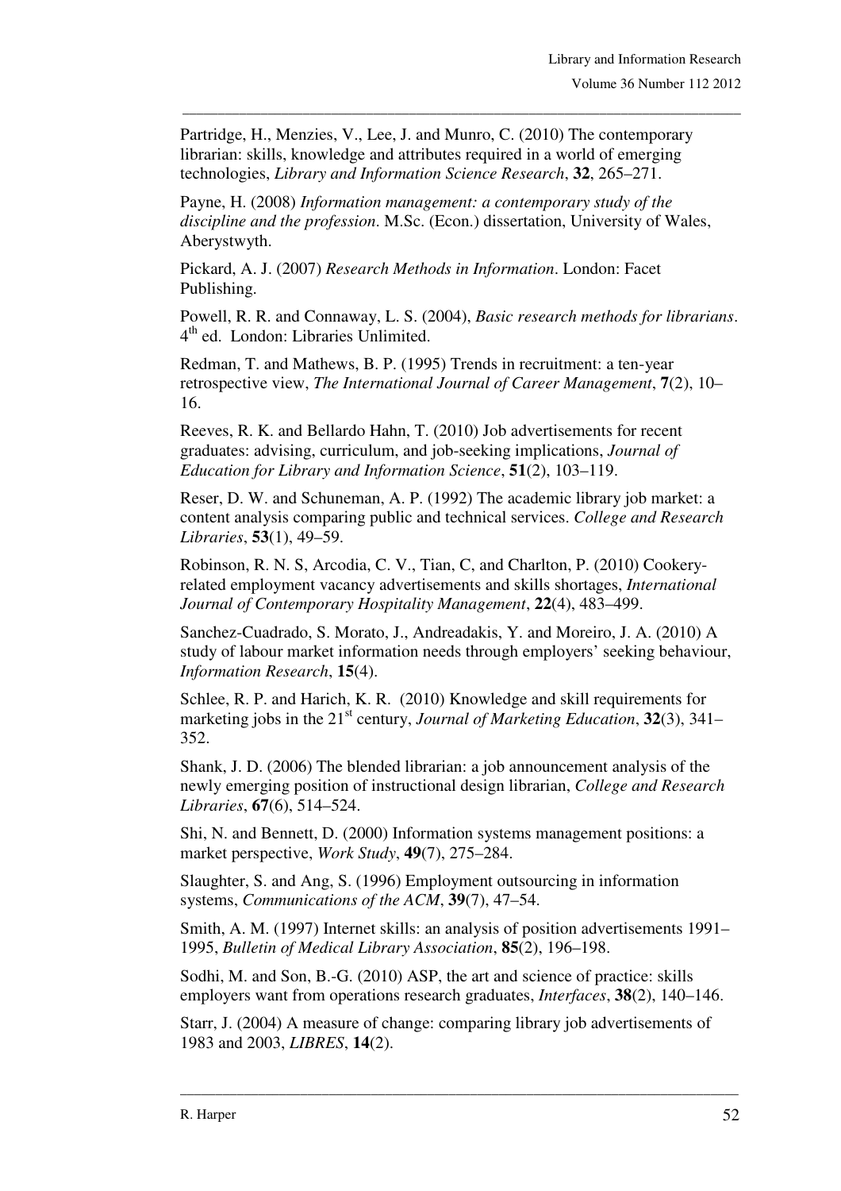Partridge, H., Menzies, V., Lee, J. and Munro, C. (2010) The contemporary librarian: skills, knowledge and attributes required in a world of emerging technologies, *Library and Information Science Research*, **32**, 265–271.

Payne, H. (2008) *Information management: a contemporary study of the discipline and the profession*. M.Sc. (Econ.) dissertation, University of Wales, Aberystwyth.

Pickard, A. J. (2007) *Research Methods in Information*. London: Facet Publishing.

Powell, R. R. and Connaway, L. S. (2004), *Basic research methods for librarians*. 4th ed. London: Libraries Unlimited.

Redman, T. and Mathews, B. P. (1995) Trends in recruitment: a ten-year retrospective view, *The International Journal of Career Management*, **7**(2), 10–16.

Reeves, R. K. and Bellardo Hahn, T. (2010) Job advertisements for recent graduates: advising, curriculum, and job-seeking implications, *Journal of Education for Library and Information Science*, **51**(2), 103–119.

Reser, D. W. and Schuneman, A. P. (1992) The academic library job market: a content analysis comparing public and technical services. *College and Research Libraries*, **53**(1), 49–59.

Robinson, R. N. S, Arcodia, C. V., Tian, C, and Charlton, P. (2010) Cookery-related employment vacancy advertisements and skills shortages, *International Journal of Contemporary Hospitality Management*, **22**(4), 483–499.

Sanchez-Cuadrado, S. Morato, J., Andreadakis, Y. and Moreiro, J. A. (2010) A study of labour market information needs through employers' seeking behaviour, *Information Research*, **15**(4).

Schlee, R. P. and Harich, K. R. (2010) Knowledge and skill requirements for marketing jobs in the 21st century, *Journal of Marketing Education*, **32**(3), 341–352.

Shank, J. D. (2006) The blended librarian: a job announcement analysis of the newly emerging position of instructional design librarian, *College and Research Libraries*, **67**(6), 514–524.

Shi, N. and Bennett, D. (2000) Information systems management positions: a market perspective, *Work Study*, **49**(7), 275–284.

Slaughter, S. and Ang, S. (1996) Employment outsourcing in information systems, *Communications of the ACM*, **39**(7), 47–54.

Smith, A. M. (1997) Internet skills: an analysis of position advertisements 1991–1995, *Bulletin of Medical Library Association*, **85**(2), 196–198.

Sodhi, M. and Son, B.-G. (2010) ASP, the art and science of practice: skills employers want from operations research graduates, *Interfaces*, **38**(2), 140–146.

Starr, J. (2004) A measure of change: comparing library job advertisements of 1983 and 2003, *LIBRES*, **14**(2).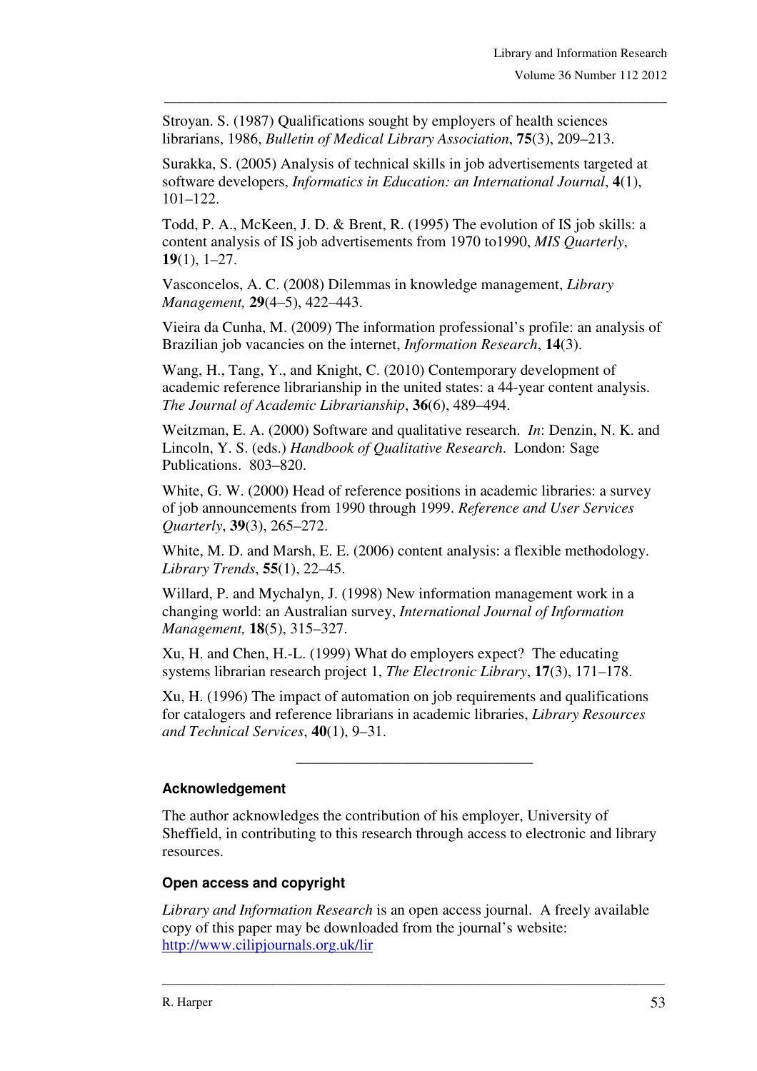Stroyan. S. (1987) Qualifications sought by employers of health sciences librarians, 1986, *Bulletin of Medical Library Association*, **75**(3), 209–213.

Surakka, S. (2005) Analysis of technical skills in job advertisements targeted at software developers, *Informatics in Education: an International Journal*, **4**(1), 101–122.

Todd, P. A., McKeen, J. D. & Brent, R. (1995) The evolution of IS job skills: a content analysis of IS job advertisements from 1970 to1990, *MIS Quarterly*, **19**(1), 1–27.

Vasconcelos, A. C. (2008) Dilemmas in knowledge management, *Library Management,* **29**(4–5), 422–443.

Vieira da Cunha, M. (2009) The information professional's profile: an analysis of Brazilian job vacancies on the internet, *Information Research*, **14**(3).

Wang, H., Tang, Y., and Knight, C. (2010) Contemporary development of academic reference librarianship in the united states: a 44-year content analysis. *The Journal of Academic Librarianship*, **36**(6), 489–494.

Weitzman, E. A. (2000) Software and qualitative research. *In*: Denzin, N. K. and Lincoln, Y. S. (eds.) *Handbook of Qualitative Research*. London: Sage Publications. 803–820.

White, G. W. (2000) Head of reference positions in academic libraries: a survey of job announcements from 1990 through 1999. *Reference and User Services Quarterly*, **39**(3), 265–272.

White, M. D. and Marsh, E. E. (2006) content analysis: a flexible methodology. *Library Trends*, **55**(1), 22–45.

Willard, P. and Mychalyn, J. (1998) New information management work in a changing world: an Australian survey, *International Journal of Information Management,* **18**(5), 315–327.

Xu, H. and Chen, H.-L. (1999) What do employers expect? The educating systems librarian research project 1, *The Electronic Library*, **17**(3), 171–178.

Xu, H. (1996) The impact of automation on job requirements and qualifications for catalogers and reference librarians in academic libraries, *Library Resources and Technical Services*, **40**(1), 9–31.

---

### Acknowledgement

The author acknowledges the contribution of his employer, University of Sheffield, in contributing to this research through access to electronic and library resources.

### Open access and copyright

*Library and Information Research* is an open access journal. A freely available copy of this paper may be downloaded from the journal's website: http://www.cilipjournals.org.uk/lir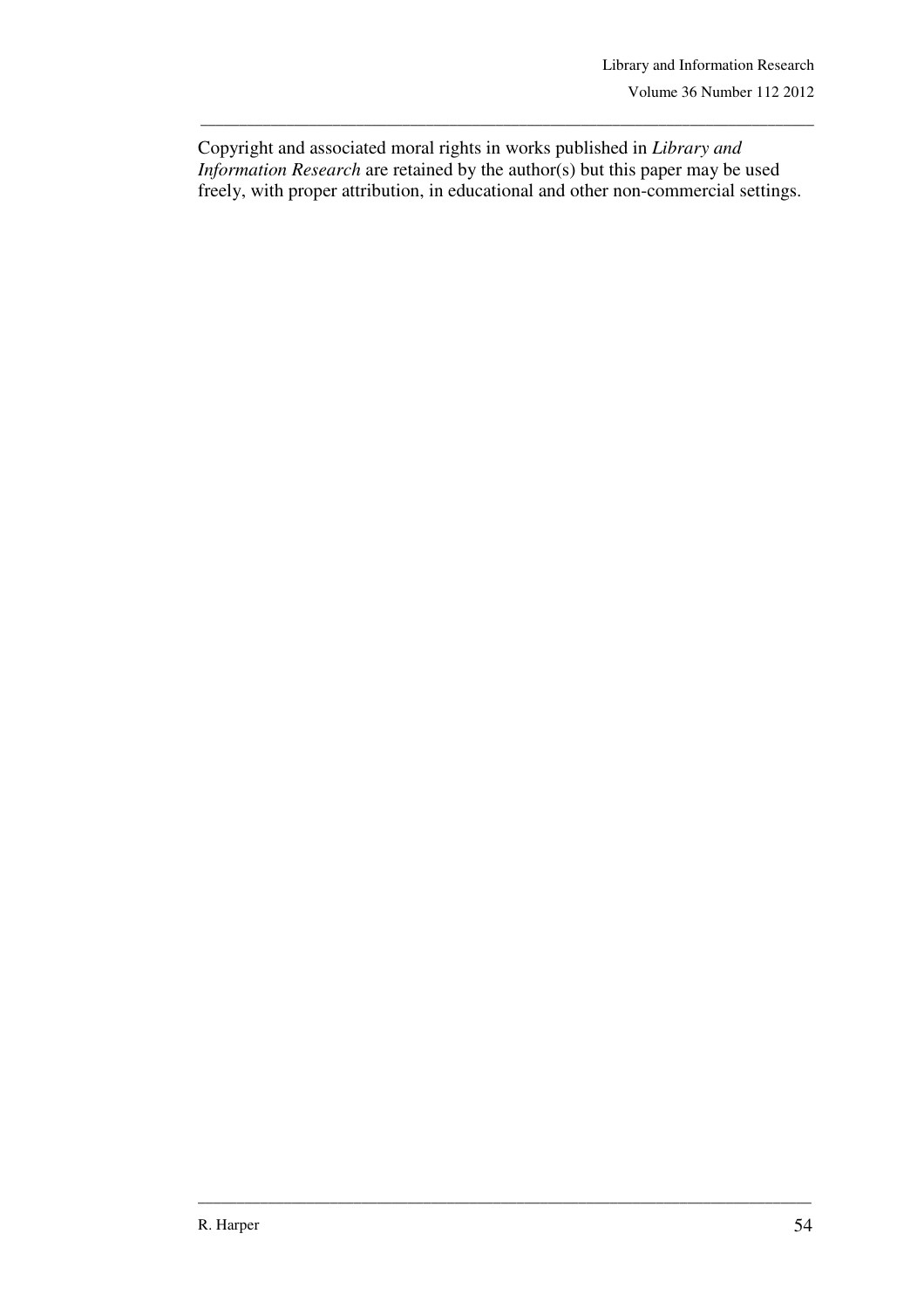Copyright and associated moral rights in works published in *Library and Information Research* are retained by the author(s) but this paper may be used freely, with proper attribution, in educational and other non-commercial settings.